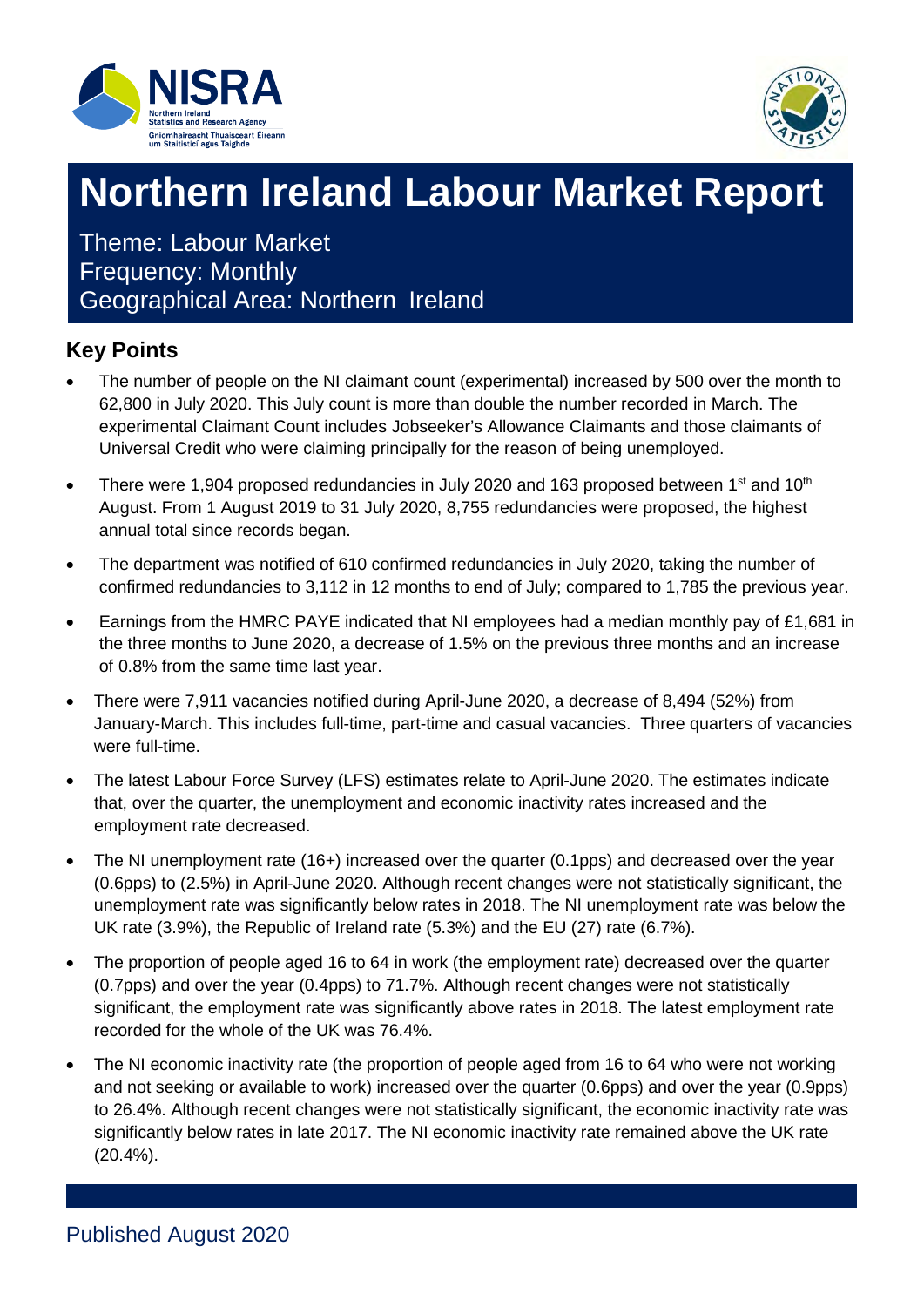# Northern Ireland Labour Market Report

Theme: Labour Market
Frequency: Monthly
Geographical Area: Northern Ireland

## Key Points

- The number of people on the NI claimant count (experimental) increased by 500 over the month to 62,800 in July 2020. This July count is more than double the number recorded in March. The experimental Claimant Count includes Jobseeker's Allowance Claimants and those claimants of Universal Credit who were claiming principally for the reason of being unemployed.
- There were 1,904 proposed redundancies in July 2020 and 163 proposed between 1st and 10th August. From 1 August 2019 to 31 July 2020, 8,755 redundancies were proposed, the highest annual total since records began.
- The department was notified of 610 confirmed redundancies in July 2020, taking the number of confirmed redundancies to 3,112 in 12 months to end of July; compared to 1,785 the previous year.
- Earnings from the HMRC PAYE indicated that NI employees had a median monthly pay of £1,681 in the three months to June 2020, a decrease of 1.5% on the previous three months and an increase of 0.8% from the same time last year.
- There were 7,911 vacancies notified during April-June 2020, a decrease of 8,494 (52%) from January-March. This includes full-time, part-time and casual vacancies. Three quarters of vacancies were full-time.
- The latest Labour Force Survey (LFS) estimates relate to April-June 2020. The estimates indicate that, over the quarter, the unemployment and economic inactivity rates increased and the employment rate decreased.
- The NI unemployment rate (16+) increased over the quarter (0.1pps) and decreased over the year (0.6pps) to (2.5%) in April-June 2020. Although recent changes were not statistically significant, the unemployment rate was significantly below rates in 2018. The NI unemployment rate was below the UK rate (3.9%), the Republic of Ireland rate (5.3%) and the EU (27) rate (6.7%).
- The proportion of people aged 16 to 64 in work (the employment rate) decreased over the quarter (0.7pps) and over the year (0.4pps) to 71.7%. Although recent changes were not statistically significant, the employment rate was significantly above rates in 2018. The latest employment rate recorded for the whole of the UK was 76.4%.
- The NI economic inactivity rate (the proportion of people aged from 16 to 64 who were not working and not seeking or available to work) increased over the quarter (0.6pps) and over the year (0.9pps) to 26.4%. Although recent changes were not statistically significant, the economic inactivity rate was significantly below rates in late 2017. The NI economic inactivity rate remained above the UK rate (20.4%).

Published August 2020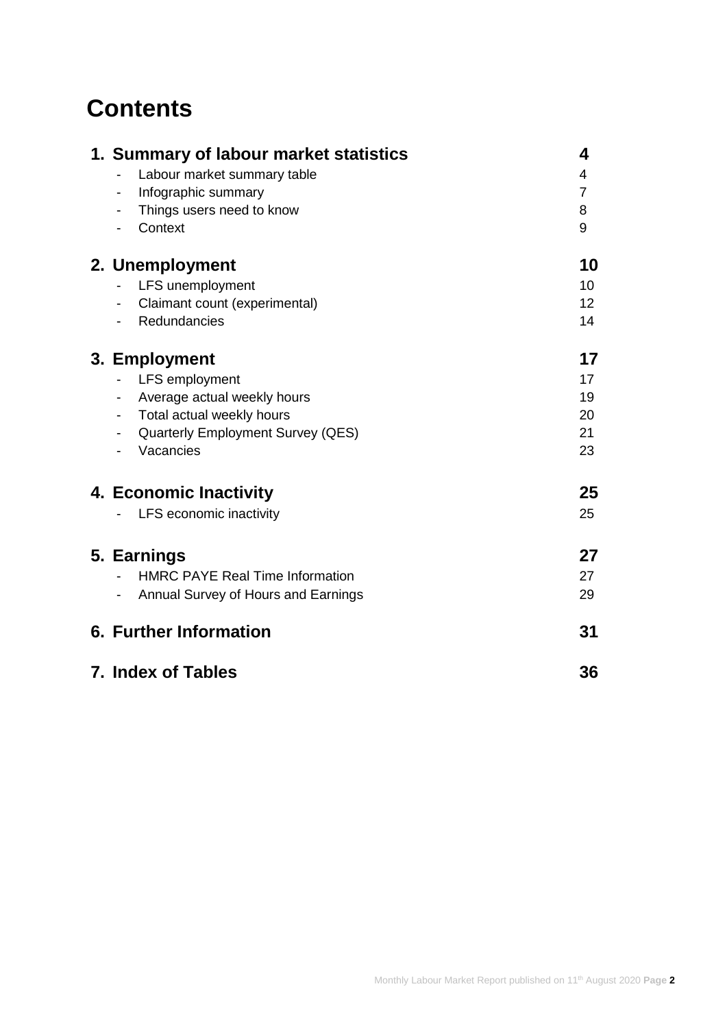# Contents

| | |
|---|---|
| **1. Summary of labour market statistics** | **4** |
| - Labour market summary table | 4 |
| - Infographic summary | 7 |
| - Things users need to know | 8 |
| - Context | 9 |
| **2. Unemployment** | **10** |
| - LFS unemployment | 10 |
| - Claimant count (experimental) | 12 |
| - Redundancies | 14 |
| **3. Employment** | **17** |
| - LFS employment | 17 |
| - Average actual weekly hours | 19 |
| - Total actual weekly hours | 20 |
| - Quarterly Employment Survey (QES) | 21 |
| - Vacancies | 23 |
| **4. Economic Inactivity** | **25** |
| - LFS economic inactivity | 25 |
| **5. Earnings** | **27** |
| - HMRC PAYE Real Time Information | 27 |
| - Annual Survey of Hours and Earnings | 29 |
| **6. Further Information** | **31** |
| **7. Index of Tables** | **36** |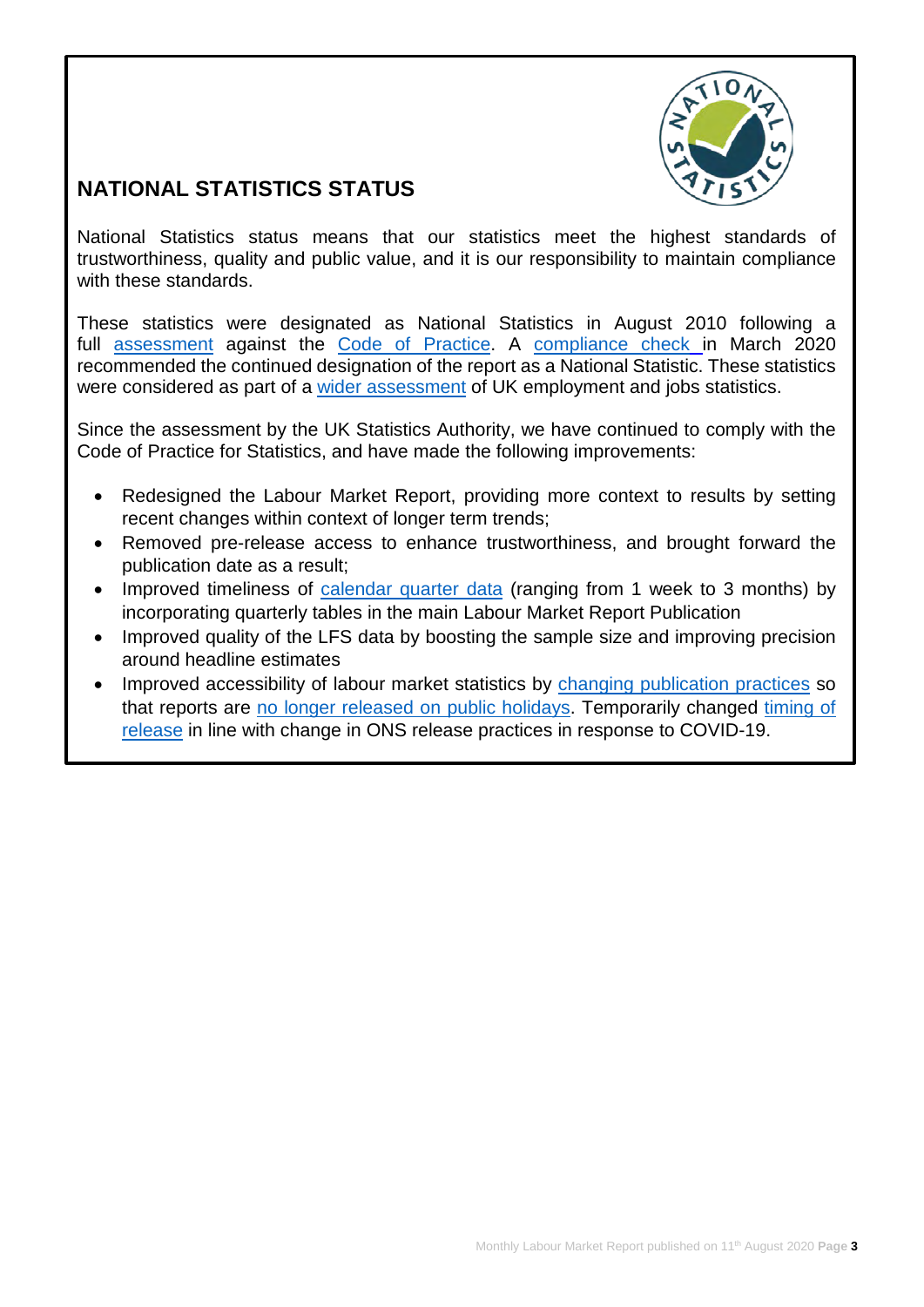## NATIONAL STATISTICS STATUS

National Statistics status means that our statistics meet the highest standards of trustworthiness, quality and public value, and it is our responsibility to maintain compliance with these standards.

These statistics were designated as National Statistics in August 2010 following a full assessment against the Code of Practice. A compliance check in March 2020 recommended the continued designation of the report as a National Statistic. These statistics were considered as part of a wider assessment of UK employment and jobs statistics.

Since the assessment by the UK Statistics Authority, we have continued to comply with the Code of Practice for Statistics, and have made the following improvements:

- Redesigned the Labour Market Report, providing more context to results by setting recent changes within context of longer term trends;
- Removed pre-release access to enhance trustworthiness, and brought forward the publication date as a result;
- Improved timeliness of calendar quarter data (ranging from 1 week to 3 months) by incorporating quarterly tables in the main Labour Market Report Publication
- Improved quality of the LFS data by boosting the sample size and improving precision around headline estimates
- Improved accessibility of labour market statistics by changing publication practices so that reports are no longer released on public holidays. Temporarily changed timing of release in line with change in ONS release practices in response to COVID-19.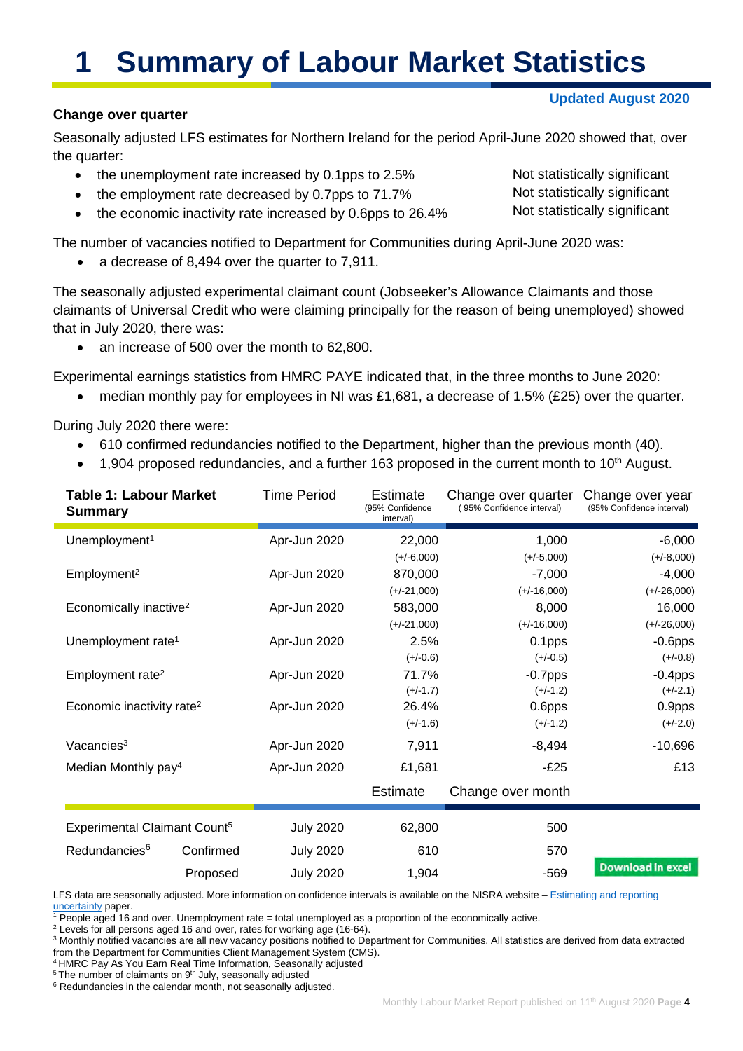# 1 Summary of Labour Market Statistics

**Updated August 2020**

**Change over quarter**

Seasonally adjusted LFS estimates for Northern Ireland for the period April-June 2020 showed that, over the quarter:

- the unemployment rate increased by 0.1pps to 2.5% — Not statistically significant
- the employment rate decreased by 0.7pps to 71.7% — Not statistically significant
- the economic inactivity rate increased by 0.6pps to 26.4% — Not statistically significant

The number of vacancies notified to Department for Communities during April-June 2020 was:

- a decrease of 8,494 over the quarter to 7,911.

The seasonally adjusted experimental claimant count (Jobseeker's Allowance Claimants and those claimants of Universal Credit who were claiming principally for the reason of being unemployed) showed that in July 2020, there was:

- an increase of 500 over the month to 62,800.

Experimental earnings statistics from HMRC PAYE indicated that, in the three months to June 2020:

- median monthly pay for employees in NI was £1,681, a decrease of 1.5% (£25) over the quarter.

During July 2020 there were:

- 610 confirmed redundancies notified to the Department, higher than the previous month (40).
- 1,904 proposed redundancies, and a further 163 proposed in the current month to 10th August.

| Table 1: Labour Market Summary | | Time Period | Estimate (95% Confidence interval) | Change over quarter (95% Confidence interval) | Change over year (95% Confidence interval) |
|---|---|---|---|---|---|
| Unemployment[1] | | Apr-Jun 2020 | 22,000 (+/-6,000) | 1,000 (+/-5,000) | -6,000 (+/-8,000) |
| Employment[2] | | Apr-Jun 2020 | 870,000 (+/-21,000) | -7,000 (+/-16,000) | -4,000 (+/-26,000) |
| Economically inactive[2] | | Apr-Jun 2020 | 583,000 (+/-21,000) | 8,000 (+/-16,000) | 16,000 (+/-26,000) |
| Unemployment rate[1] | | Apr-Jun 2020 | 2.5% (+/-0.6) | 0.1pps (+/-0.5) | -0.6pps (+/-0.8) |
| Employment rate[2] | | Apr-Jun 2020 | 71.7% (+/-1.7) | -0.7pps (+/-1.2) | -0.4pps (+/-2.1) |
| Economic inactivity rate[2] | | Apr-Jun 2020 | 26.4% (+/-1.6) | 0.6pps (+/-1.2) | 0.9pps (+/-2.0) |
| Vacancies[3] | | Apr-Jun 2020 | 7,911 | -8,494 | -10,696 |
| Median Monthly pay[4] | | Apr-Jun 2020 | £1,681 | -£25 | £13 |
| | | | Estimate | Change over month | |
| Experimental Claimant Count[5] | | July 2020 | 62,800 | 500 | |
| Redundancies[6] | Confirmed | July 2020 | 610 | 570 | |
| | Proposed | July 2020 | 1,904 | -569 | |

Download in excel

LFS data are seasonally adjusted. More information on confidence intervals is available on the NISRA website – Estimating and reporting uncertainty paper.

[1] People aged 16 and over. Unemployment rate = total unemployed as a proportion of the economically active.

[2] Levels for all persons aged 16 and over, rates for working age (16-64).

[3] Monthly notified vacancies are all new vacancy positions notified to Department for Communities. All statistics are derived from data extracted from the Department for Communities Client Management System (CMS).

[4] HMRC Pay As You Earn Real Time Information, Seasonally adjusted

[5] The number of claimants on 9th July, seasonally adjusted

[6] Redundancies in the calendar month, not seasonally adjusted.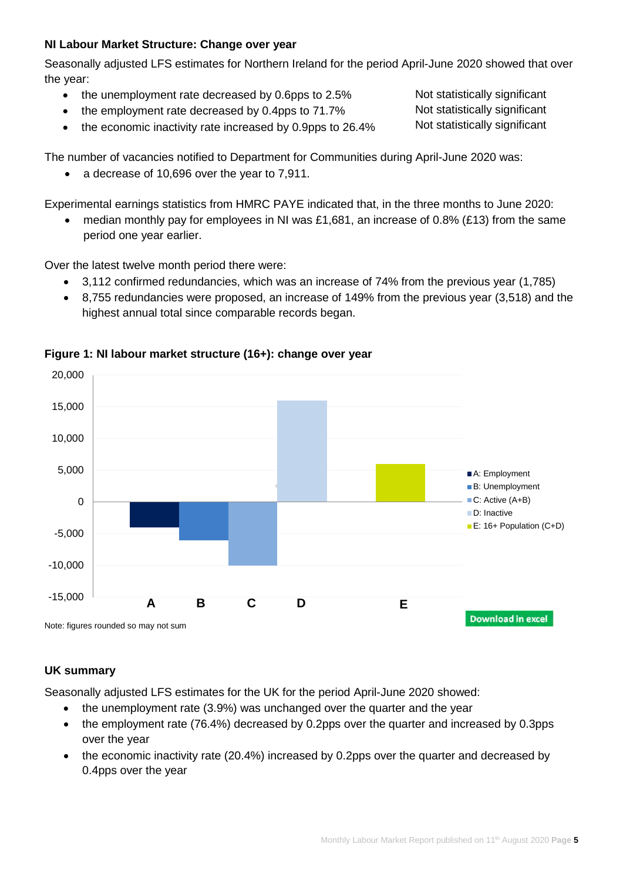### NI Labour Market Structure: Change over year

Seasonally adjusted LFS estimates for Northern Ireland for the period April-June 2020 showed that over the year:

- the unemployment rate decreased by 0.6pps to 2.5% — Not statistically significant
- the employment rate decreased by 0.4pps to 71.7% — Not statistically significant
- the economic inactivity rate increased by 0.9pps to 26.4% — Not statistically significant

The number of vacancies notified to Department for Communities during April-June 2020 was:

- a decrease of 10,696 over the year to 7,911.

Experimental earnings statistics from HMRC PAYE indicated that, in the three months to June 2020:

- median monthly pay for employees in NI was £1,681, an increase of 0.8% (£13) from the same period one year earlier.

Over the latest twelve month period there were:

- 3,112 confirmed redundancies, which was an increase of 74% from the previous year (1,785)
- 8,755 redundancies were proposed, an increase of 149% from the previous year (3,518) and the highest annual total since comparable records began.

**Figure 1: NI labour market structure (16+): change over year**

A: Employment
B: Unemployment
C: Active (A+B)
D: Inactive
E: 16+ Population (C+D)

Download in excel

Note: figures rounded so may not sum

### UK summary

Seasonally adjusted LFS estimates for the UK for the period April-June 2020 showed:

- the unemployment rate (3.9%) was unchanged over the quarter and the year
- the employment rate (76.4%) decreased by 0.2pps over the quarter and increased by 0.3pps over the year
- the economic inactivity rate (20.4%) increased by 0.2pps over the quarter and decreased by 0.4pps over the year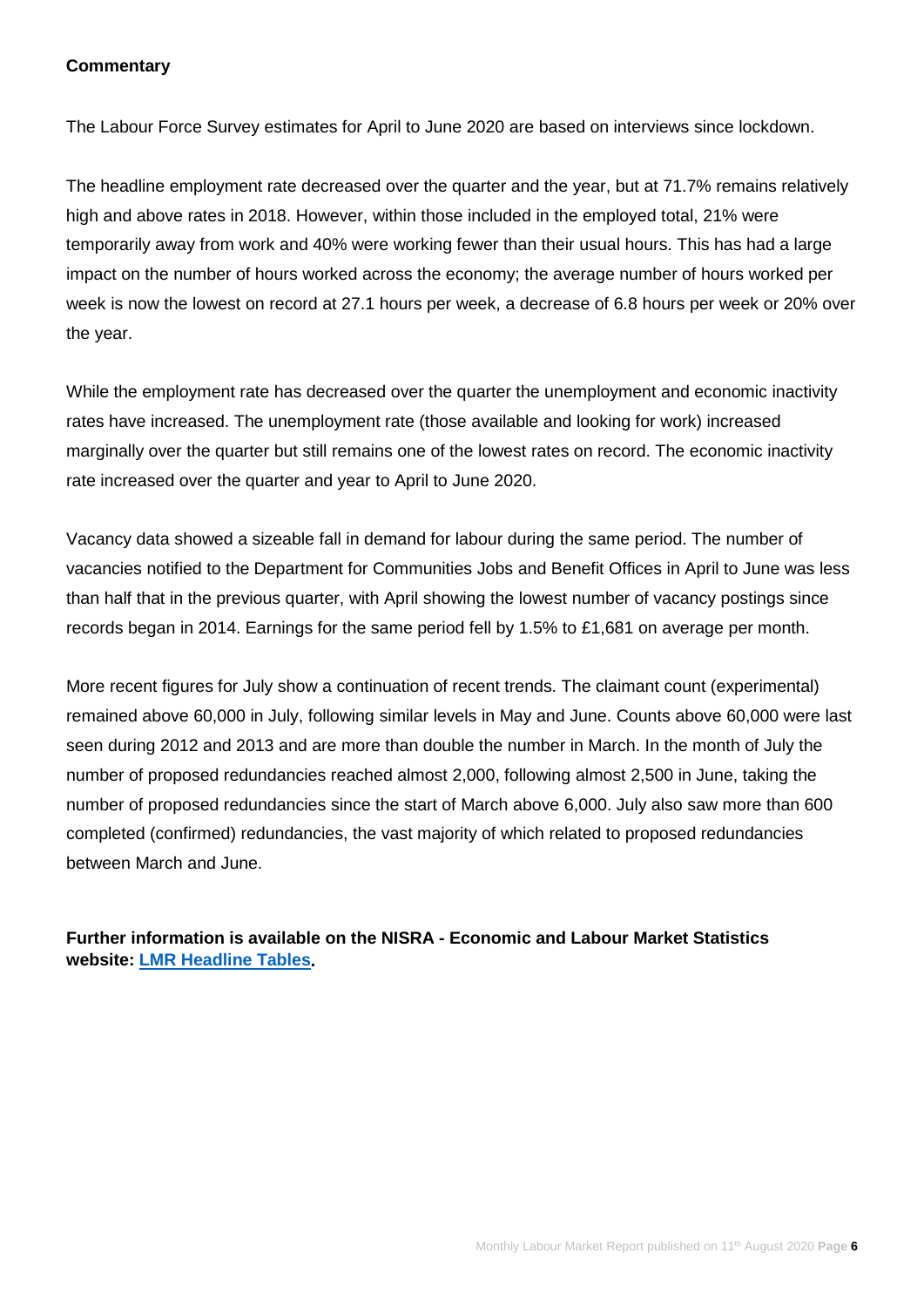**Commentary**

The Labour Force Survey estimates for April to June 2020 are based on interviews since lockdown.

The headline employment rate decreased over the quarter and the year, but at 71.7% remains relatively high and above rates in 2018. However, within those included in the employed total, 21% were temporarily away from work and 40% were working fewer than their usual hours. This has had a large impact on the number of hours worked across the economy; the average number of hours worked per week is now the lowest on record at 27.1 hours per week, a decrease of 6.8 hours per week or 20% over the year.

While the employment rate has decreased over the quarter the unemployment and economic inactivity rates have increased. The unemployment rate (those available and looking for work) increased marginally over the quarter but still remains one of the lowest rates on record. The economic inactivity rate increased over the quarter and year to April to June 2020.

Vacancy data showed a sizeable fall in demand for labour during the same period. The number of vacancies notified to the Department for Communities Jobs and Benefit Offices in April to June was less than half that in the previous quarter, with April showing the lowest number of vacancy postings since records began in 2014. Earnings for the same period fell by 1.5% to £1,681 on average per month.

More recent figures for July show a continuation of recent trends. The claimant count (experimental) remained above 60,000 in July, following similar levels in May and June. Counts above 60,000 were last seen during 2012 and 2013 and are more than double the number in March. In the month of July the number of proposed redundancies reached almost 2,000, following almost 2,500 in June, taking the number of proposed redundancies since the start of March above 6,000. July also saw more than 600 completed (confirmed) redundancies, the vast majority of which related to proposed redundancies between March and June.

**Further information is available on the NISRA - Economic and Labour Market Statistics website: [LMR Headline Tables](LMR Headline Tables).**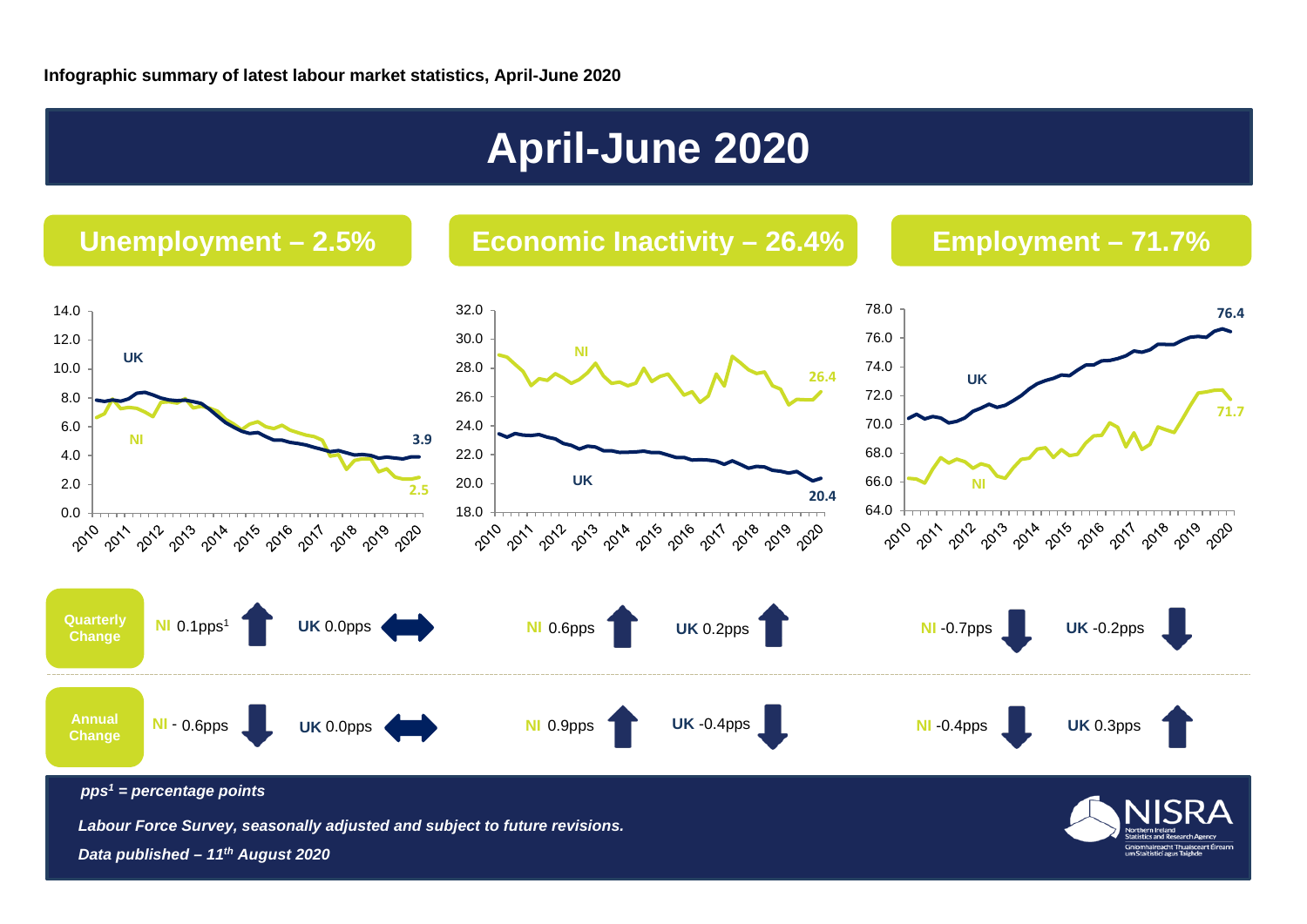**Infographic summary of latest labour market statistics, April-June 2020**

# April-June 2020

## Unemployment – 2.5%

UK 3.9, NI 2.5

## Economic Inactivity – 26.4%

NI 26.4, UK 20.4

## Employment – 71.7%

UK 76.4, NI 71.7

| | Unemployment | | Economic Inactivity | | Employment | |
|---|---|---|---|---|---|---|
| Quarterly Change | NI 0.1pps[1] ↑ | UK 0.0pps ↔ | NI 0.6pps ↑ | UK 0.2pps ↑ | NI -0.7pps ↓ | UK -0.2pps ↓ |
| Annual Change | NI - 0.6pps ↓ | UK 0.0pps ↔ | NI 0.9pps ↑ | UK -0.4pps ↓ | NI -0.4pps ↓ | UK 0.3pps ↑ |

*pps[1] = percentage points*

*Labour Force Survey, seasonally adjusted and subject to future revisions.*

*Data published – 11th August 2020*

NISRA Northern Ireland Statistics and Research Agency
Gníomhaireacht Thuaisceart Éireann um Staitisticí agus Taighde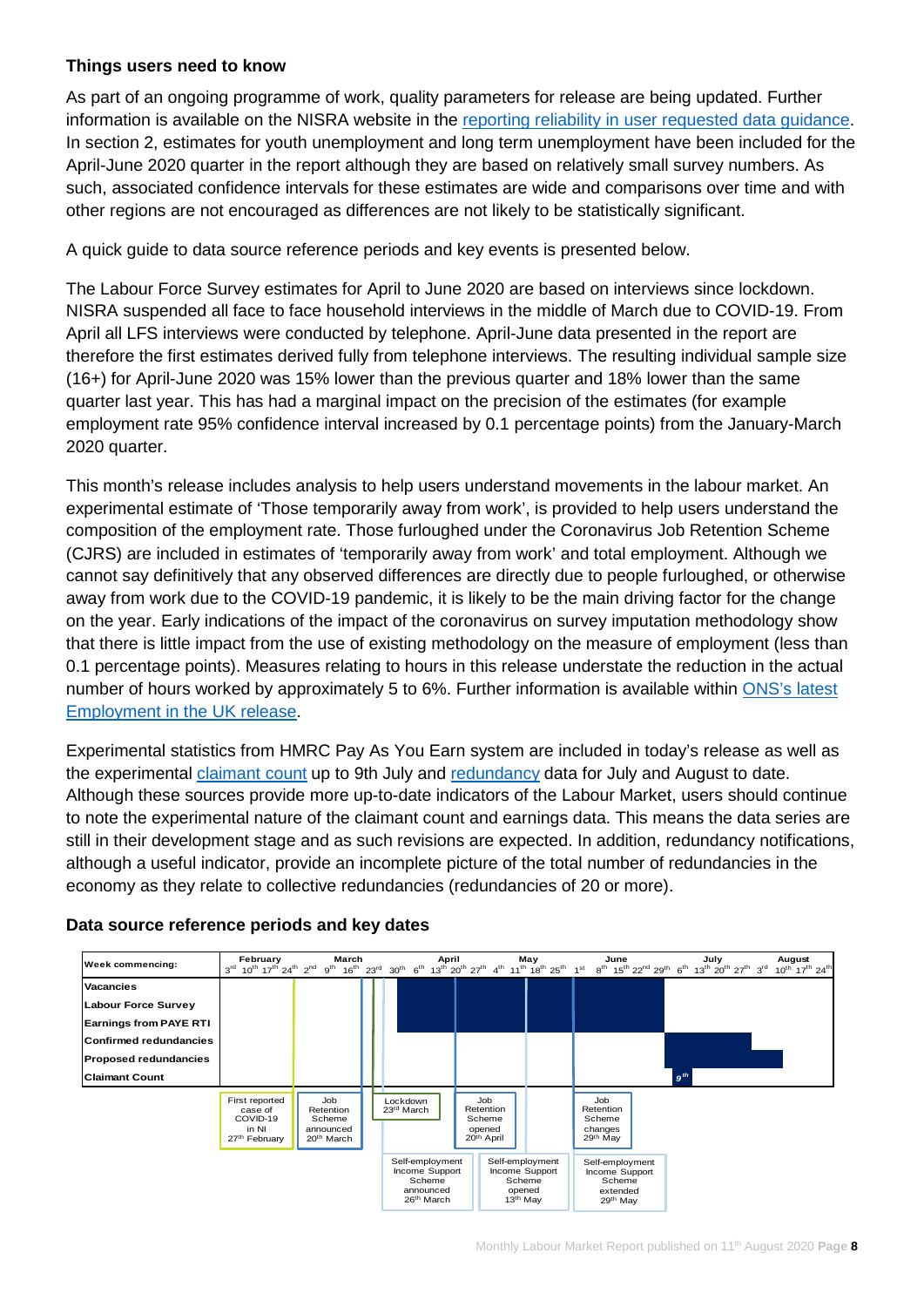### Things users need to know

As part of an ongoing programme of work, quality parameters for release are being updated. Further information is available on the NISRA website in the reporting reliability in user requested data guidance. In section 2, estimates for youth unemployment and long term unemployment have been included for the April-June 2020 quarter in the report although they are based on relatively small survey numbers. As such, associated confidence intervals for these estimates are wide and comparisons over time and with other regions are not encouraged as differences are not likely to be statistically significant.

A quick guide to data source reference periods and key events is presented below.

The Labour Force Survey estimates for April to June 2020 are based on interviews since lockdown. NISRA suspended all face to face household interviews in the middle of March due to COVID-19. From April all LFS interviews were conducted by telephone. April-June data presented in the report are therefore the first estimates derived fully from telephone interviews. The resulting individual sample size (16+) for April-June 2020 was 15% lower than the previous quarter and 18% lower than the same quarter last year. This has had a marginal impact on the precision of the estimates (for example employment rate 95% confidence interval increased by 0.1 percentage points) from the January-March 2020 quarter.

This month's release includes analysis to help users understand movements in the labour market. An experimental estimate of 'Those temporarily away from work', is provided to help users understand the composition of the employment rate. Those furloughed under the Coronavirus Job Retention Scheme (CJRS) are included in estimates of 'temporarily away from work' and total employment. Although we cannot say definitively that any observed differences are directly due to people furloughed, or otherwise away from work due to the COVID-19 pandemic, it is likely to be the main driving factor for the change on the year. Early indications of the impact of the coronavirus on survey imputation methodology show that there is little impact from the use of existing methodology on the measure of employment (less than 0.1 percentage points). Measures relating to hours in this release understate the reduction in the actual number of hours worked by approximately 5 to 6%. Further information is available within ONS's latest Employment in the UK release.

Experimental statistics from HMRC Pay As You Earn system are included in today's release as well as the experimental claimant count up to 9th July and redundancy data for July and August to date. Although these sources provide more up-to-date indicators of the Labour Market, users should continue to note the experimental nature of the claimant count and earnings data. This means the data series are still in their development stage and as such revisions are expected. In addition, redundancy notifications, although a useful indicator, provide an incomplete picture of the total number of redundancies in the economy as they relate to collective redundancies (redundancies of 20 or more).

### Data source reference periods and key dates

| Week commencing: | February | March | April | May | June | July | August |
|---|---|---|---|---|---|---|---|
| | 3rd 10th 17th 24th | 2nd 9th 16th 23rd 30th | 6th 13th 20th 27th | 4th 11th 18th 25th | 1st 8th 15th 22nd 29th | 6th 13th 20th 27th | 3rd 10th 17th 24th |
| Vacancies | | | | | | | |
| Labour Force Survey | | | ■ | ■ | ■ | | |
| Earnings from PAYE RTI | | | ■ | ■ | ■ | | |
| Confirmed redundancies | | | | | | ■ | |
| Proposed redundancies | | | | | | ■ | ■ |
| Claimant Count | | | | | | 9th | |

Key dates:
- First reported case of COVID-19 in NI 27th February
- Job Retention Scheme announced 20th March
- Lockdown 23rd March
- Self-employment Income Support Scheme announced 26th March
- Job Retention Scheme opened 20th April
- Self-employment Income Support Scheme opened 13th May
- Job Retention Scheme changes 29th May
- Self-employment Income Support Scheme extended 29th May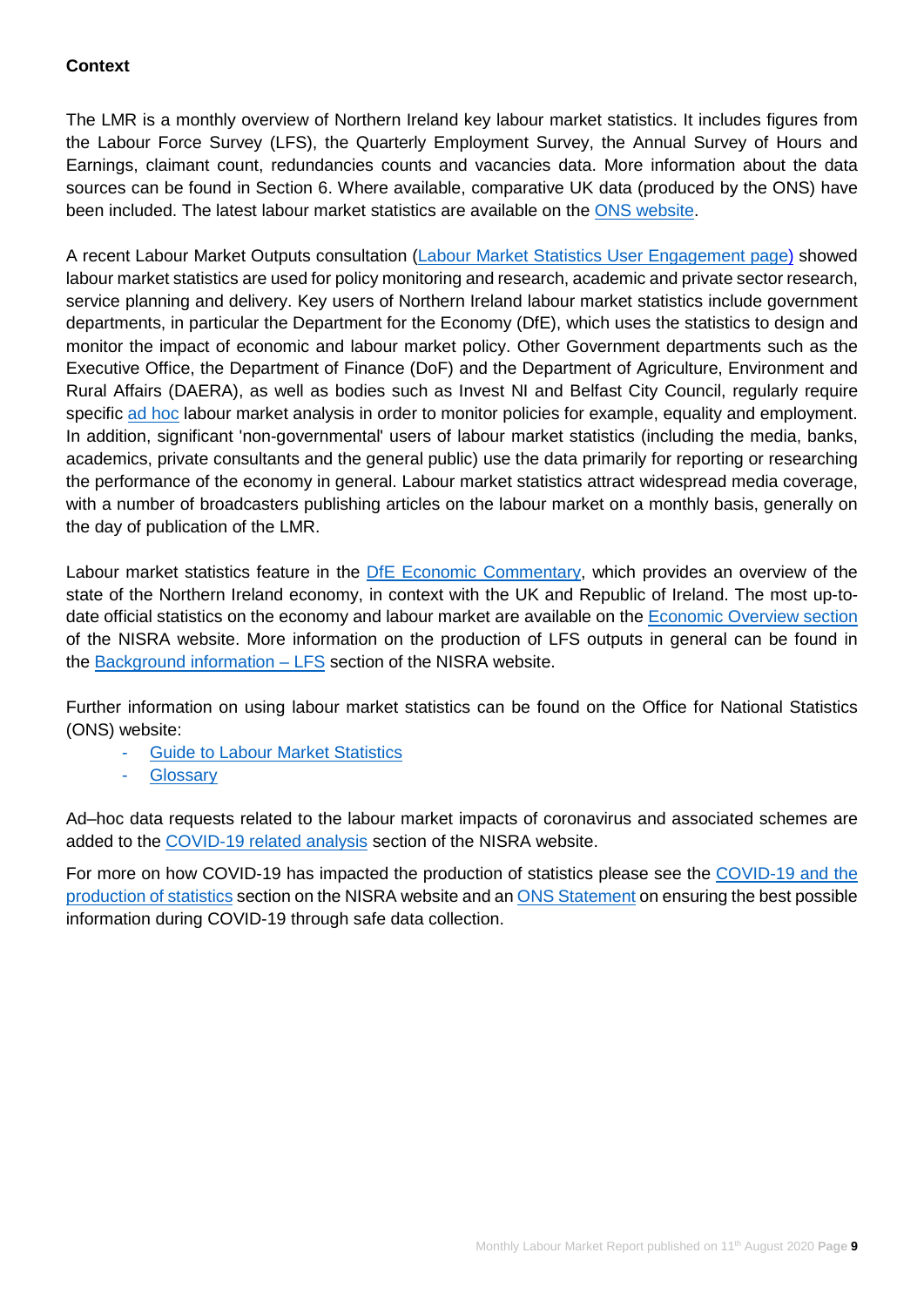**Context**

The LMR is a monthly overview of Northern Ireland key labour market statistics. It includes figures from the Labour Force Survey (LFS), the Quarterly Employment Survey, the Annual Survey of Hours and Earnings, claimant count, redundancies counts and vacancies data. More information about the data sources can be found in Section 6. Where available, comparative UK data (produced by the ONS) have been included. The latest labour market statistics are available on the ONS website.

A recent Labour Market Outputs consultation (Labour Market Statistics User Engagement page) showed labour market statistics are used for policy monitoring and research, academic and private sector research, service planning and delivery. Key users of Northern Ireland labour market statistics include government departments, in particular the Department for the Economy (DfE), which uses the statistics to design and monitor the impact of economic and labour market policy. Other Government departments such as the Executive Office, the Department of Finance (DoF) and the Department of Agriculture, Environment and Rural Affairs (DAERA), as well as bodies such as Invest NI and Belfast City Council, regularly require specific ad hoc labour market analysis in order to monitor policies for example, equality and employment. In addition, significant 'non-governmental' users of labour market statistics (including the media, banks, academics, private consultants and the general public) use the data primarily for reporting or researching the performance of the economy in general. Labour market statistics attract widespread media coverage, with a number of broadcasters publishing articles on the labour market on a monthly basis, generally on the day of publication of the LMR.

Labour market statistics feature in the DfE Economic Commentary, which provides an overview of the state of the Northern Ireland economy, in context with the UK and Republic of Ireland. The most up-to-date official statistics on the economy and labour market are available on the Economic Overview section of the NISRA website. More information on the production of LFS outputs in general can be found in the Background information – LFS section of the NISRA website.

Further information on using labour market statistics can be found on the Office for National Statistics (ONS) website:

- Guide to Labour Market Statistics
- Glossary

Ad–hoc data requests related to the labour market impacts of coronavirus and associated schemes are added to the COVID-19 related analysis section of the NISRA website.

For more on how COVID-19 has impacted the production of statistics please see the COVID-19 and the production of statistics section on the NISRA website and an ONS Statement on ensuring the best possible information during COVID-19 through safe data collection.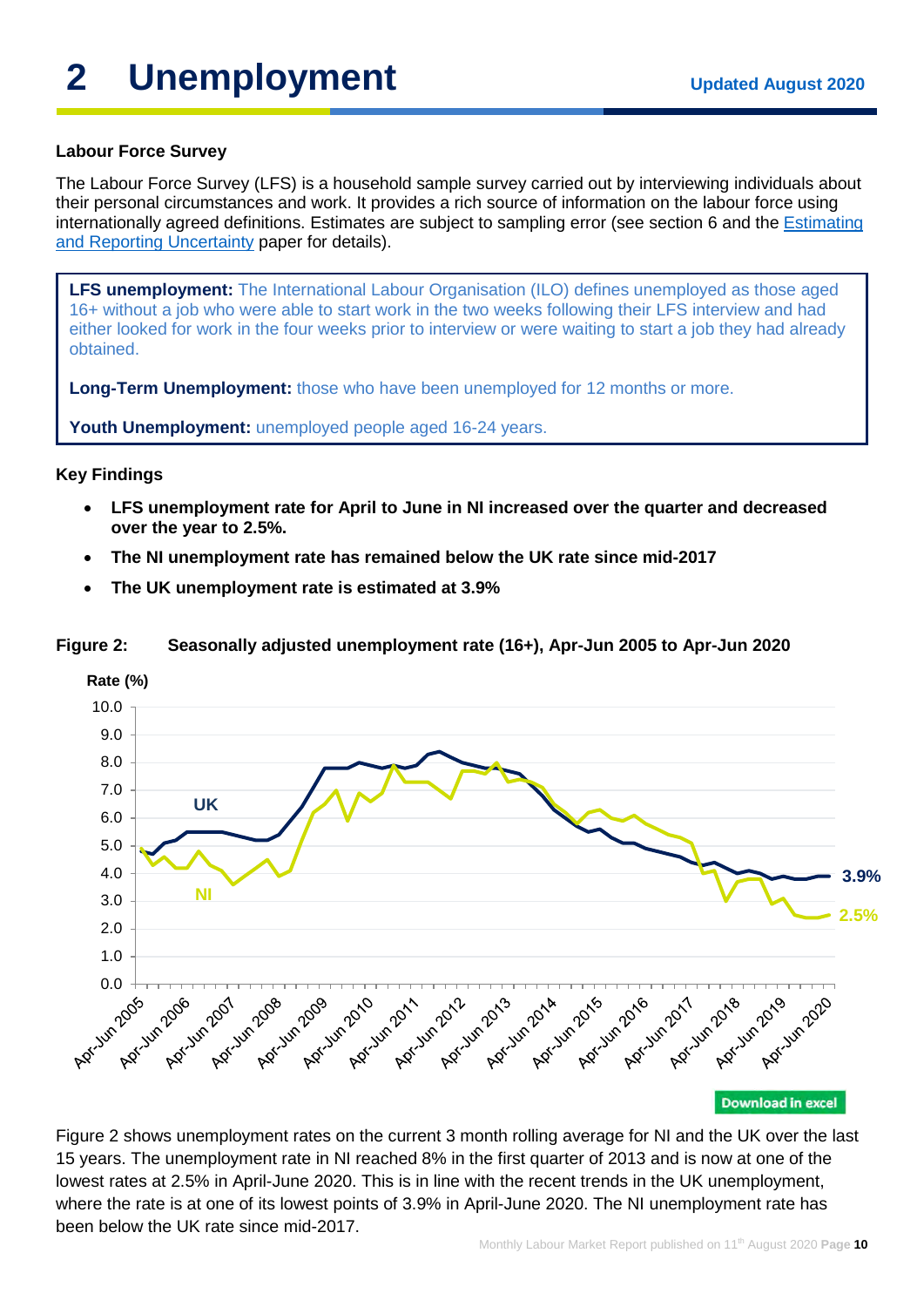# 2 Unemployment

Updated August 2020

**Labour Force Survey**

The Labour Force Survey (LFS) is a household sample survey carried out by interviewing individuals about their personal circumstances and work. It provides a rich source of information on the labour force using internationally agreed definitions. Estimates are subject to sampling error (see section 6 and the [Estimating and Reporting Uncertainty]() paper for details).

> **LFS unemployment:** The International Labour Organisation (ILO) defines unemployed as those aged 16+ without a job who were able to start work in the two weeks following their LFS interview and had either looked for work in the four weeks prior to interview or were waiting to start a job they had already obtained.
>
> **Long-Term Unemployment:** those who have been unemployed for 12 months or more.
>
> **Youth Unemployment:** unemployed people aged 16-24 years.

**Key Findings**

- **LFS unemployment rate for April to June in NI increased over the quarter and decreased over the year to 2.5%.**
- **The NI unemployment rate has remained below the UK rate since mid-2017**
- **The UK unemployment rate is estimated at 3.9%**

**Figure 2: Seasonally adjusted unemployment rate (16+), Apr-Jun 2005 to Apr-Jun 2020**

Download in excel

Figure 2 shows unemployment rates on the current 3 month rolling average for NI and the UK over the last 15 years. The unemployment rate in NI reached 8% in the first quarter of 2013 and is now at one of the lowest rates at 2.5% in April-June 2020. This is in line with the recent trends in the UK unemployment, where the rate is at one of its lowest points of 3.9% in April-June 2020. The NI unemployment rate has been below the UK rate since mid-2017.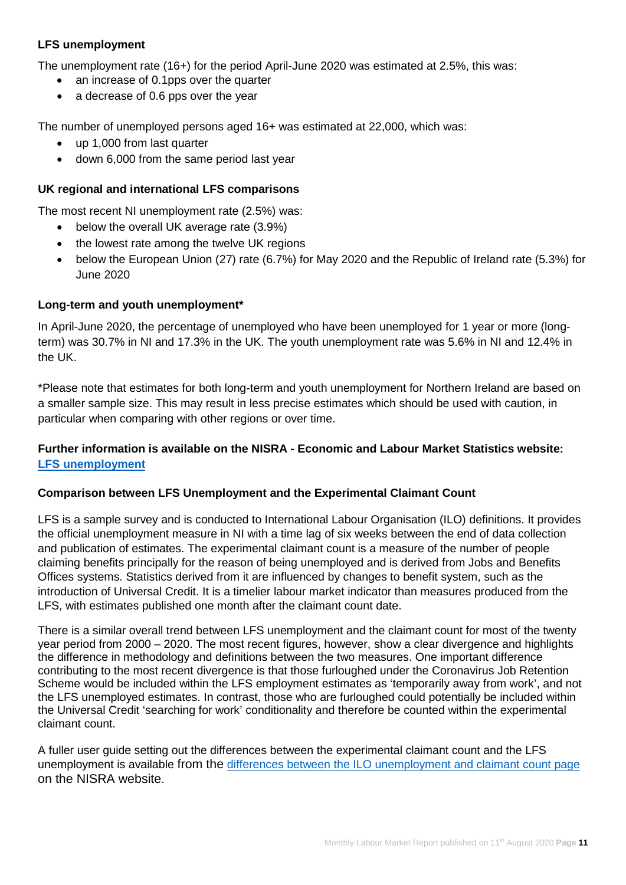### LFS unemployment

The unemployment rate (16+) for the period April-June 2020 was estimated at 2.5%, this was:

- an increase of 0.1pps over the quarter
- a decrease of 0.6 pps over the year

The number of unemployed persons aged 16+ was estimated at 22,000, which was:

- up 1,000 from last quarter
- down 6,000 from the same period last year

### UK regional and international LFS comparisons

The most recent NI unemployment rate (2.5%) was:

- below the overall UK average rate (3.9%)
- the lowest rate among the twelve UK regions
- below the European Union (27) rate (6.7%) for May 2020 and the Republic of Ireland rate (5.3%) for June 2020

### Long-term and youth unemployment*

In April-June 2020, the percentage of unemployed who have been unemployed for 1 year or more (long-term) was 30.7% in NI and 17.3% in the UK. The youth unemployment rate was 5.6% in NI and 12.4% in the UK.

*Please note that estimates for both long-term and youth unemployment for Northern Ireland are based on a smaller sample size. This may result in less precise estimates which should be used with caution, in particular when comparing with other regions or over time.

**Further information is available on the NISRA - Economic and Labour Market Statistics website: [LFS unemployment]()**

### Comparison between LFS Unemployment and the Experimental Claimant Count

LFS is a sample survey and is conducted to International Labour Organisation (ILO) definitions. It provides the official unemployment measure in NI with a time lag of six weeks between the end of data collection and publication of estimates. The experimental claimant count is a measure of the number of people claiming benefits principally for the reason of being unemployed and is derived from Jobs and Benefits Offices systems. Statistics derived from it are influenced by changes to benefit system, such as the introduction of Universal Credit. It is a timelier labour market indicator than measures produced from the LFS, with estimates published one month after the claimant count date.

There is a similar overall trend between LFS unemployment and the claimant count for most of the twenty year period from 2000 – 2020. The most recent figures, however, show a clear divergence and highlights the difference in methodology and definitions between the two measures. One important difference contributing to the most recent divergence is that those furloughed under the Coronavirus Job Retention Scheme would be included within the LFS employment estimates as 'temporarily away from work', and not the LFS unemployed estimates. In contrast, those who are furloughed could potentially be included within the Universal Credit 'searching for work' conditionality and therefore be counted within the experimental claimant count.

A fuller user guide setting out the differences between the experimental claimant count and the LFS unemployment is available from the [differences between the ILO unemployment and claimant count page]() on the NISRA website.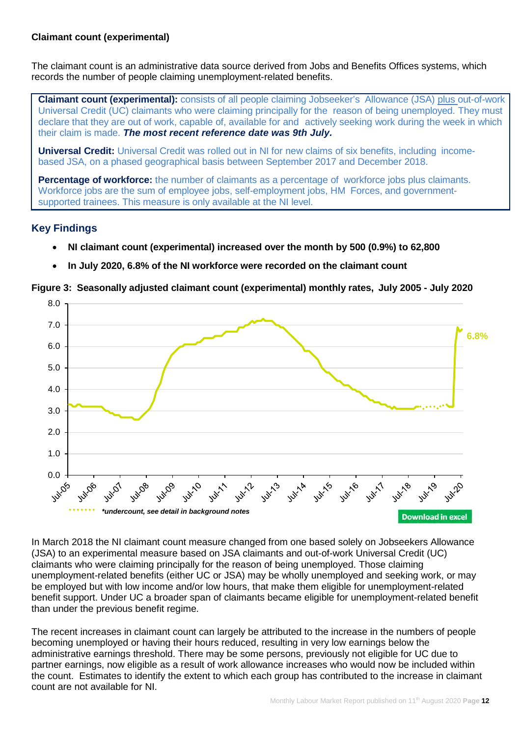### Claimant count (experimental)

The claimant count is an administrative data source derived from Jobs and Benefits Offices systems, which records the number of people claiming unemployment-related benefits.

**Claimant count (experimental):** consists of all people claiming Jobseeker's Allowance (JSA) plus out-of-work Universal Credit (UC) claimants who were claiming principally for the reason of being unemployed. They must declare that they are out of work, capable of, available for and actively seeking work during the week in which their claim is made. ***The most recent reference date was 9th July.***

**Universal Credit:** Universal Credit was rolled out in NI for new claims of six benefits, including income-based JSA, on a phased geographical basis between September 2017 and December 2018.

**Percentage of workforce:** the number of claimants as a percentage of workforce jobs plus claimants. Workforce jobs are the sum of employee jobs, self-employment jobs, HM Forces, and government-supported trainees. This measure is only available at the NI level.

## Key Findings

- **NI claimant count (experimental) increased over the month by 500 (0.9%) to 62,800**
- **In July 2020, 6.8% of the NI workforce were recorded on the claimant count**

**Figure 3: Seasonally adjusted claimant count (experimental) monthly rates, July 2005 - July 2020**

*\*undercount, see detail in background notes*

Download in excel

In March 2018 the NI claimant count measure changed from one based solely on Jobseekers Allowance (JSA) to an experimental measure based on JSA claimants and out-of-work Universal Credit (UC) claimants who were claiming principally for the reason of being unemployed. Those claiming unemployment-related benefits (either UC or JSA) may be wholly unemployed and seeking work, or may be employed but with low income and/or low hours, that make them eligible for unemployment-related benefit support. Under UC a broader span of claimants became eligible for unemployment-related benefit than under the previous benefit regime.

The recent increases in claimant count can largely be attributed to the increase in the numbers of people becoming unemployed or having their hours reduced, resulting in very low earnings below the administrative earnings threshold. There may be some persons, previously not eligible for UC due to partner earnings, now eligible as a result of work allowance increases who would now be included within the count. Estimates to identify the extent to which each group has contributed to the increase in claimant count are not available for NI.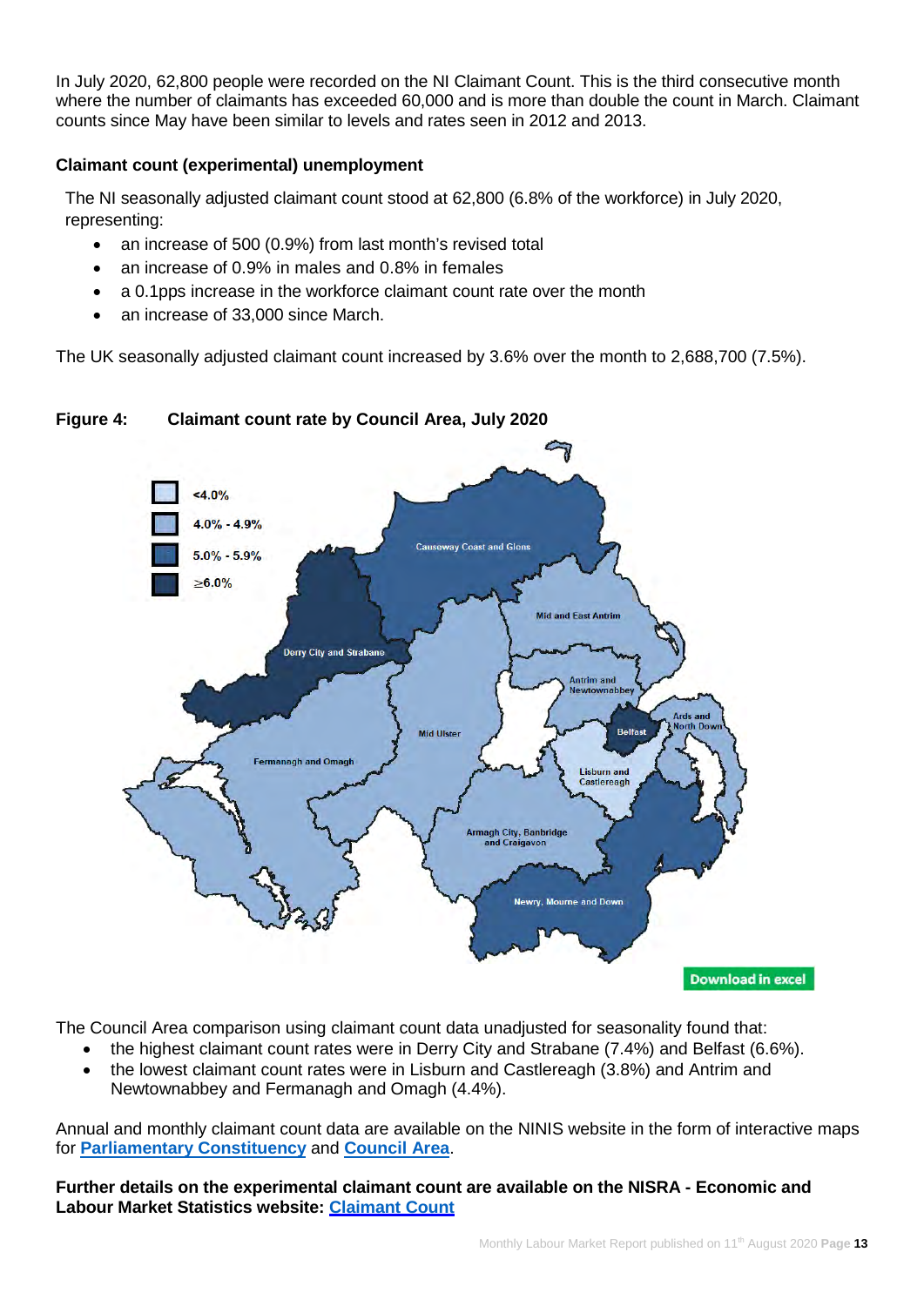In July 2020, 62,800 people were recorded on the NI Claimant Count. This is the third consecutive month where the number of claimants has exceeded 60,000 and is more than double the count in March. Claimant counts since May have been similar to levels and rates seen in 2012 and 2013.

**Claimant count (experimental) unemployment**

The NI seasonally adjusted claimant count stood at 62,800 (6.8% of the workforce) in July 2020, representing:

- an increase of 500 (0.9%) from last month's revised total
- an increase of 0.9% in males and 0.8% in females
- a 0.1pps increase in the workforce claimant count rate over the month
- an increase of 33,000 since March.

The UK seasonally adjusted claimant count increased by 3.6% over the month to 2,688,700 (7.5%).

**Figure 4: Claimant count rate by Council Area, July 2020**

<4.0%
4.0% - 4.9%
5.0% - 5.9%
≥6.0%

Causeway Coast and Glens
Mid and East Antrim
Derry City and Strabane
Antrim and Newtownabbey
Ards and North Down
Belfast
Mid Ulster
Fermanagh and Omagh
Lisburn and Castlereagh
Armagh City, Banbridge and Craigavon
Newry, Mourne and Down

Download in excel

The Council Area comparison using claimant count data unadjusted for seasonality found that:

- the highest claimant count rates were in Derry City and Strabane (7.4%) and Belfast (6.6%).
- the lowest claimant count rates were in Lisburn and Castlereagh (3.8%) and Antrim and Newtownabbey and Fermanagh and Omagh (4.4%).

Annual and monthly claimant count data are available on the NINIS website in the form of interactive maps for **Parliamentary Constituency** and **Council Area**.

**Further details on the experimental claimant count are available on the NISRA - Economic and Labour Market Statistics website: Claimant Count**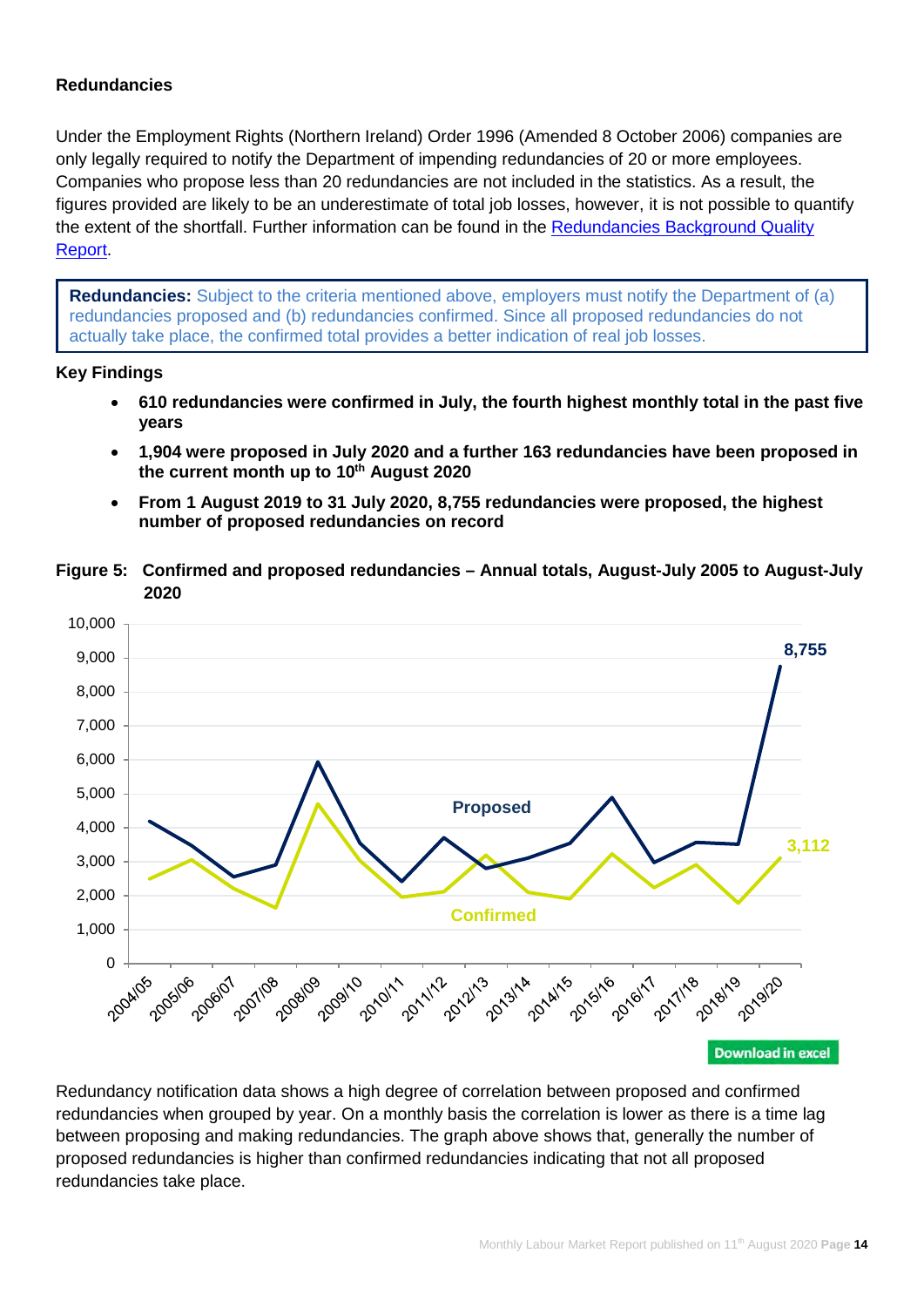## Redundancies

Under the Employment Rights (Northern Ireland) Order 1996 (Amended 8 October 2006) companies are only legally required to notify the Department of impending redundancies of 20 or more employees. Companies who propose less than 20 redundancies are not included in the statistics. As a result, the figures provided are likely to be an underestimate of total job losses, however, it is not possible to quantify the extent of the shortfall. Further information can be found in the Redundancies Background Quality Report.

> **Redundancies:** Subject to the criteria mentioned above, employers must notify the Department of (a) redundancies proposed and (b) redundancies confirmed. Since all proposed redundancies do not actually take place, the confirmed total provides a better indication of real job losses.

### Key Findings

- **610 redundancies were confirmed in July, the fourth highest monthly total in the past five years**
- **1,904 were proposed in July 2020 and a further 163 redundancies have been proposed in the current month up to 10th August 2020**
- **From 1 August 2019 to 31 July 2020, 8,755 redundancies were proposed, the highest number of proposed redundancies on record**

**Figure 5: Confirmed and proposed redundancies – Annual totals, August-July 2005 to August-July 2020**

Download in excel

Redundancy notification data shows a high degree of correlation between proposed and confirmed redundancies when grouped by year. On a monthly basis the correlation is lower as there is a time lag between proposing and making redundancies. The graph above shows that, generally the number of proposed redundancies is higher than confirmed redundancies indicating that not all proposed redundancies take place.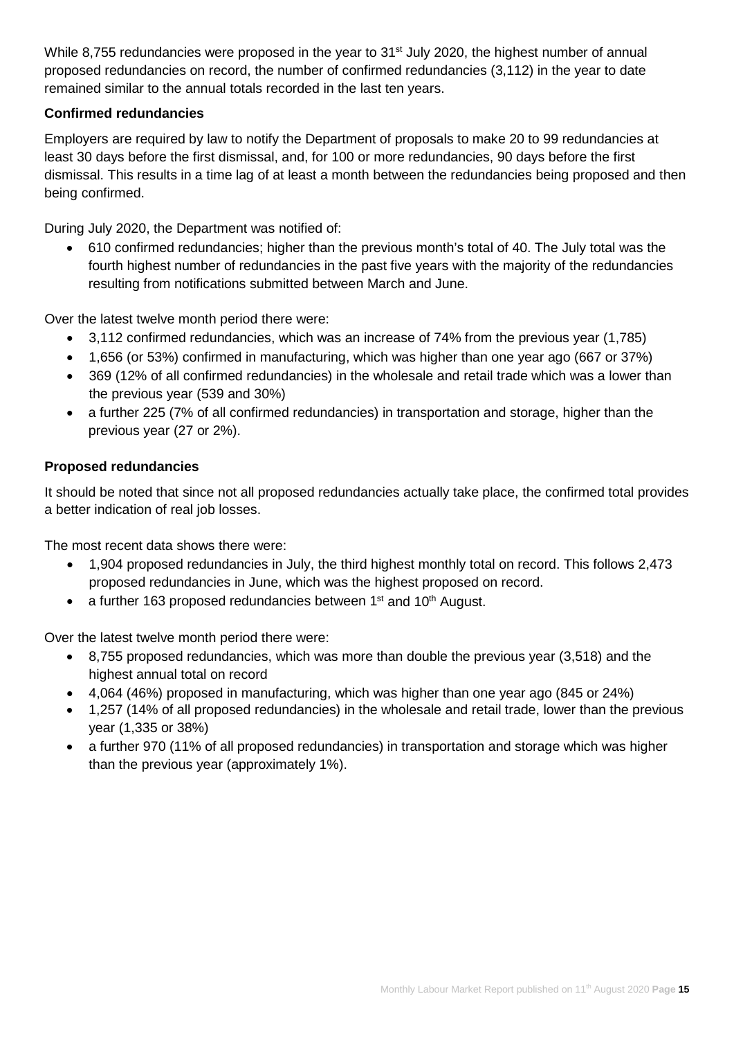While 8,755 redundancies were proposed in the year to 31st July 2020, the highest number of annual proposed redundancies on record, the number of confirmed redundancies (3,112) in the year to date remained similar to the annual totals recorded in the last ten years.

**Confirmed redundancies**

Employers are required by law to notify the Department of proposals to make 20 to 99 redundancies at least 30 days before the first dismissal, and, for 100 or more redundancies, 90 days before the first dismissal. This results in a time lag of at least a month between the redundancies being proposed and then being confirmed.

During July 2020, the Department was notified of:

- 610 confirmed redundancies; higher than the previous month's total of 40. The July total was the fourth highest number of redundancies in the past five years with the majority of the redundancies resulting from notifications submitted between March and June.

Over the latest twelve month period there were:

- 3,112 confirmed redundancies, which was an increase of 74% from the previous year (1,785)
- 1,656 (or 53%) confirmed in manufacturing, which was higher than one year ago (667 or 37%)
- 369 (12% of all confirmed redundancies) in the wholesale and retail trade which was a lower than the previous year (539 and 30%)
- a further 225 (7% of all confirmed redundancies) in transportation and storage, higher than the previous year (27 or 2%).

**Proposed redundancies**

It should be noted that since not all proposed redundancies actually take place, the confirmed total provides a better indication of real job losses.

The most recent data shows there were:

- 1,904 proposed redundancies in July, the third highest monthly total on record. This follows 2,473 proposed redundancies in June, which was the highest proposed on record.
- a further 163 proposed redundancies between 1st and 10th August.

Over the latest twelve month period there were:

- 8,755 proposed redundancies, which was more than double the previous year (3,518) and the highest annual total on record
- 4,064 (46%) proposed in manufacturing, which was higher than one year ago (845 or 24%)
- 1,257 (14% of all proposed redundancies) in the wholesale and retail trade, lower than the previous year (1,335 or 38%)
- a further 970 (11% of all proposed redundancies) in transportation and storage which was higher than the previous year (approximately 1%).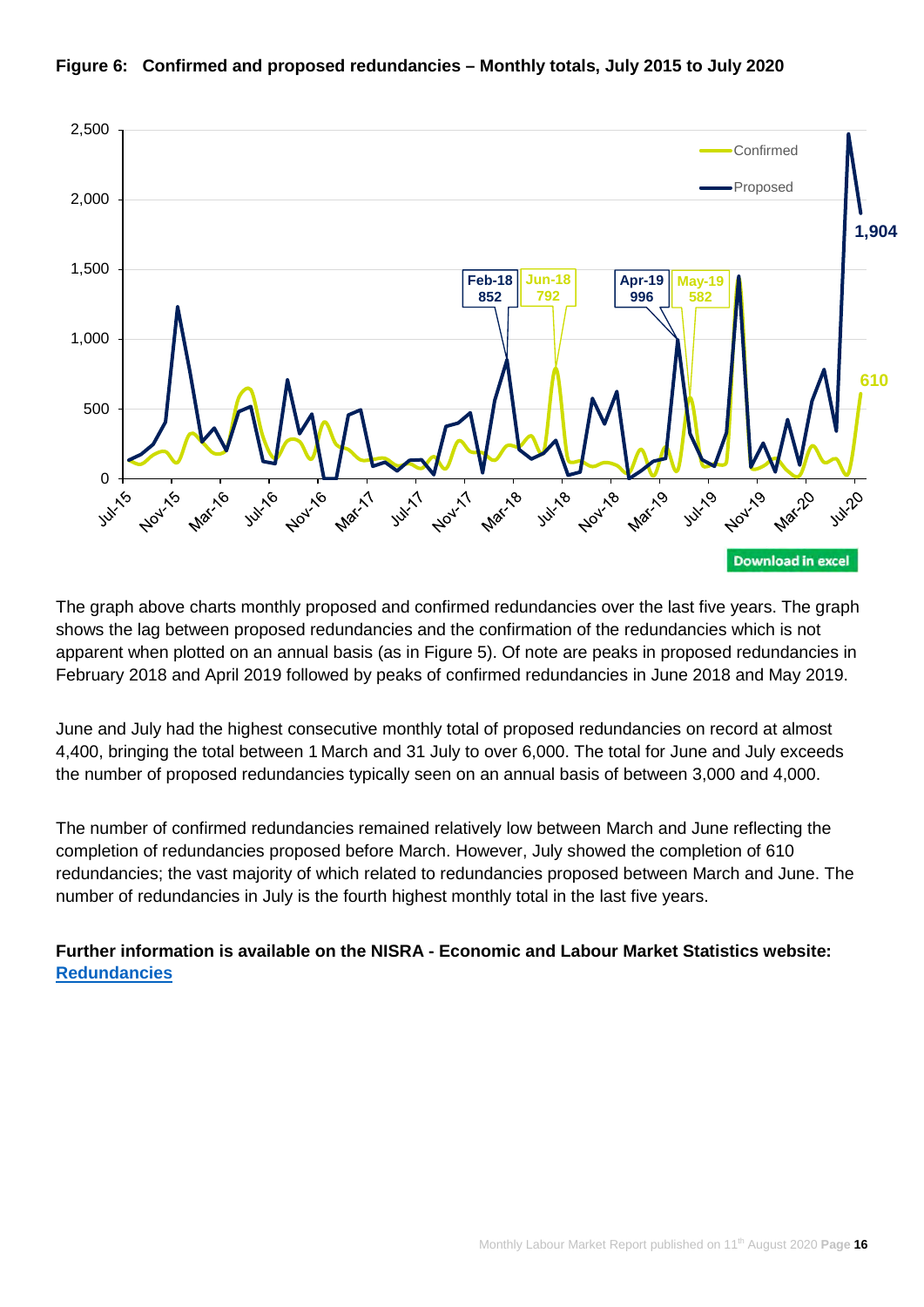**Figure 6: Confirmed and proposed redundancies – Monthly totals, July 2015 to July 2020**

Download in excel

The graph above charts monthly proposed and confirmed redundancies over the last five years. The graph shows the lag between proposed redundancies and the confirmation of the redundancies which is not apparent when plotted on an annual basis (as in Figure 5). Of note are peaks in proposed redundancies in February 2018 and April 2019 followed by peaks of confirmed redundancies in June 2018 and May 2019.

June and July had the highest consecutive monthly total of proposed redundancies on record at almost 4,400, bringing the total between 1 March and 31 July to over 6,000. The total for June and July exceeds the number of proposed redundancies typically seen on an annual basis of between 3,000 and 4,000.

The number of confirmed redundancies remained relatively low between March and June reflecting the completion of redundancies proposed before March. However, July showed the completion of 610 redundancies; the vast majority of which related to redundancies proposed between March and June. The number of redundancies in July is the fourth highest monthly total in the last five years.

**Further information is available on the NISRA - Economic and Labour Market Statistics website: [Redundancies]**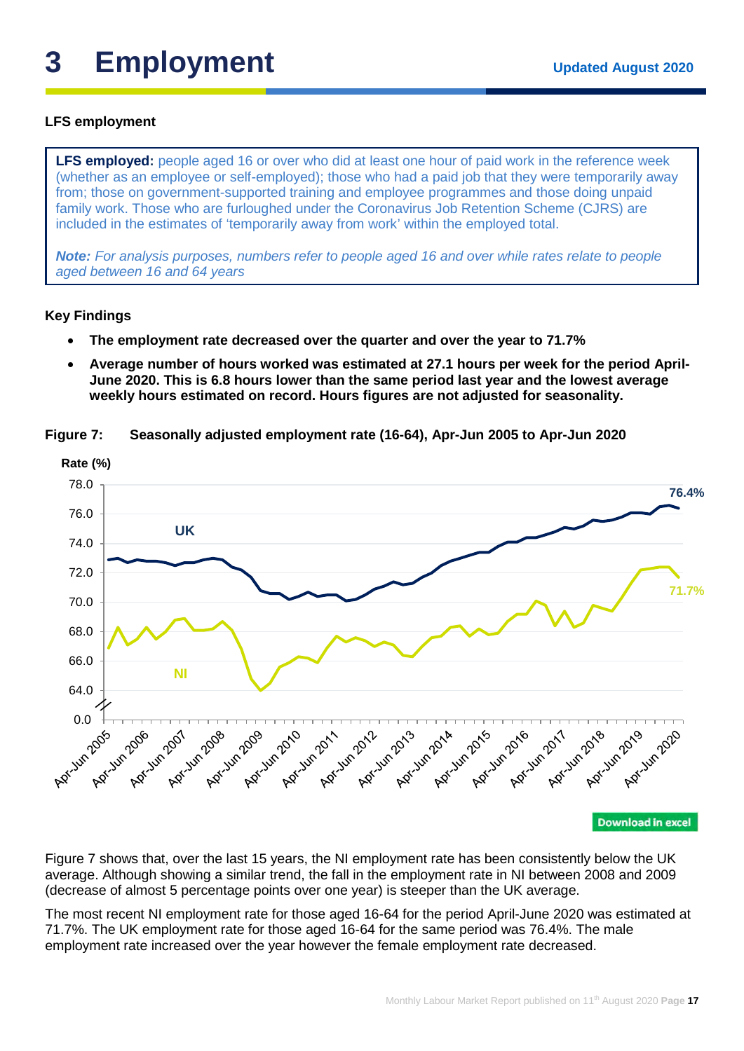# 3 Employment

Updated August 2020

### LFS employment

**LFS employed:** people aged 16 or over who did at least one hour of paid work in the reference week (whether as an employee or self-employed); those who had a paid job that they were temporarily away from; those on government-supported training and employee programmes and those doing unpaid family work. Those who are furloughed under the Coronavirus Job Retention Scheme (CJRS) are included in the estimates of 'temporarily away from work' within the employed total.

***Note:** For analysis purposes, numbers refer to people aged 16 and over while rates relate to people aged between 16 and 64 years*

### Key Findings

- **The employment rate decreased over the quarter and over the year to 71.7%**
- **Average number of hours worked was estimated at 27.1 hours per week for the period April-June 2020. This is 6.8 hours lower than the same period last year and the lowest average weekly hours estimated on record. Hours figures are not adjusted for seasonality.**

**Figure 7: Seasonally adjusted employment rate (16-64), Apr-Jun 2005 to Apr-Jun 2020**

Download in excel

Figure 7 shows that, over the last 15 years, the NI employment rate has been consistently below the UK average. Although showing a similar trend, the fall in the employment rate in NI between 2008 and 2009 (decrease of almost 5 percentage points over one year) is steeper than the UK average.

The most recent NI employment rate for those aged 16-64 for the period April-June 2020 was estimated at 71.7%. The UK employment rate for those aged 16-64 for the same period was 76.4%. The male employment rate increased over the year however the female employment rate decreased.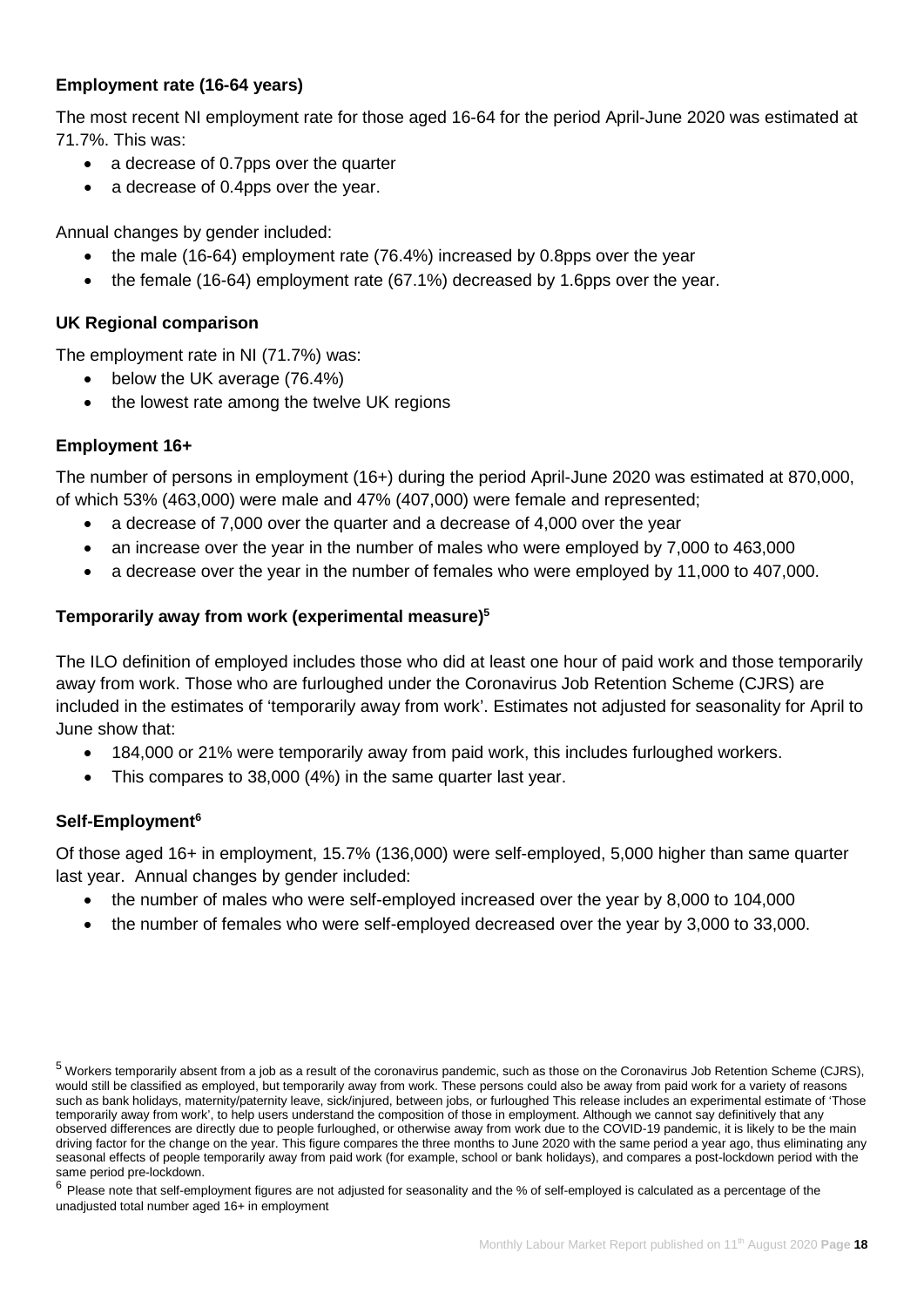### Employment rate (16-64 years)

The most recent NI employment rate for those aged 16-64 for the period April-June 2020 was estimated at 71.7%. This was:

- a decrease of 0.7pps over the quarter
- a decrease of 0.4pps over the year.

Annual changes by gender included:

- the male (16-64) employment rate (76.4%) increased by 0.8pps over the year
- the female (16-64) employment rate (67.1%) decreased by 1.6pps over the year.

### UK Regional comparison

The employment rate in NI (71.7%) was:

- below the UK average (76.4%)
- the lowest rate among the twelve UK regions

### Employment 16+

The number of persons in employment (16+) during the period April-June 2020 was estimated at 870,000, of which 53% (463,000) were male and 47% (407,000) were female and represented;

- a decrease of 7,000 over the quarter and a decrease of 4,000 over the year
- an increase over the year in the number of males who were employed by 7,000 to 463,000
- a decrease over the year in the number of females who were employed by 11,000 to 407,000.

### Temporarily away from work (experimental measure)[5]

The ILO definition of employed includes those who did at least one hour of paid work and those temporarily away from work. Those who are furloughed under the Coronavirus Job Retention Scheme (CJRS) are included in the estimates of 'temporarily away from work'. Estimates not adjusted for seasonality for April to June show that:

- 184,000 or 21% were temporarily away from paid work, this includes furloughed workers.
- This compares to 38,000 (4%) in the same quarter last year.

### Self-Employment[6]

Of those aged 16+ in employment, 15.7% (136,000) were self-employed, 5,000 higher than same quarter last year. Annual changes by gender included:

- the number of males who were self-employed increased over the year by 8,000 to 104,000
- the number of females who were self-employed decreased over the year by 3,000 to 33,000.

[5] Workers temporarily absent from a job as a result of the coronavirus pandemic, such as those on the Coronavirus Job Retention Scheme (CJRS), would still be classified as employed, but temporarily away from work. These persons could also be away from paid work for a variety of reasons such as bank holidays, maternity/paternity leave, sick/injured, between jobs, or furloughed This release includes an experimental estimate of 'Those temporarily away from work', to help users understand the composition of those in employment. Although we cannot say definitively that any observed differences are directly due to people furloughed, or otherwise away from work due to the COVID-19 pandemic, it is likely to be the main driving factor for the change on the year. This figure compares the three months to June 2020 with the same period a year ago, thus eliminating any seasonal effects of people temporarily away from paid work (for example, school or bank holidays), and compares a post-lockdown period with the same period pre-lockdown.

[6] Please note that self-employment figures are not adjusted for seasonality and the % of self-employed is calculated as a percentage of the unadjusted total number aged 16+ in employment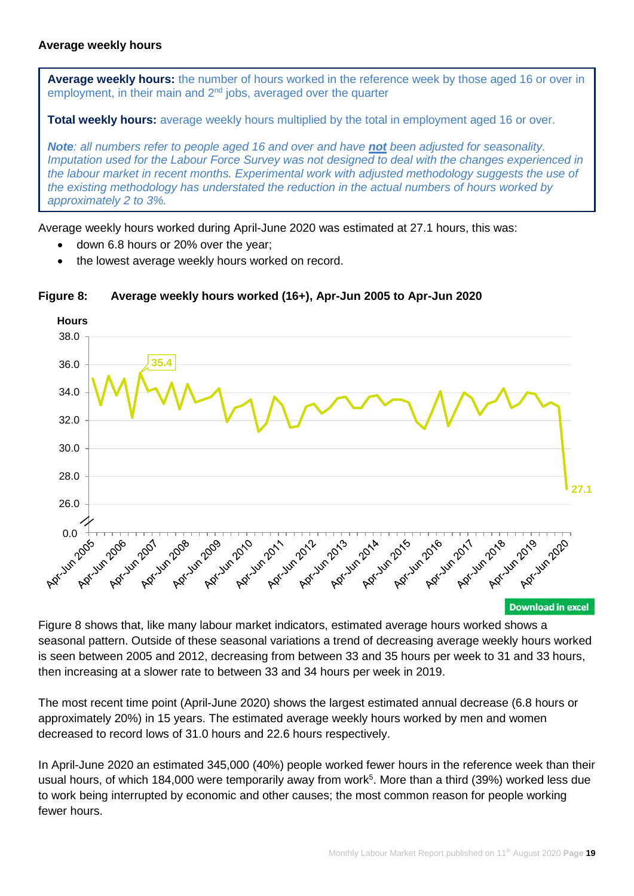### Average weekly hours

**Average weekly hours:** the number of hours worked in the reference week by those aged 16 or over in employment, in their main and 2nd jobs, averaged over the quarter

**Total weekly hours:** average weekly hours multiplied by the total in employment aged 16 or over.

***Note**: all numbers refer to people aged 16 and over and have **not** been adjusted for seasonality. Imputation used for the Labour Force Survey was not designed to deal with the changes experienced in the labour market in recent months. Experimental work with adjusted methodology suggests the use of the existing methodology has understated the reduction in the actual numbers of hours worked by approximately 2 to 3%.*

Average weekly hours worked during April-June 2020 was estimated at 27.1 hours, this was:

- down 6.8 hours or 20% over the year;
- the lowest average weekly hours worked on record.

**Figure 8: Average weekly hours worked (16+), Apr-Jun 2005 to Apr-Jun 2020**

Download in excel

Figure 8 shows that, like many labour market indicators, estimated average hours worked shows a seasonal pattern. Outside of these seasonal variations a trend of decreasing average weekly hours worked is seen between 2005 and 2012, decreasing from between 33 and 35 hours per week to 31 and 33 hours, then increasing at a slower rate to between 33 and 34 hours per week in 2019.

The most recent time point (April-June 2020) shows the largest estimated annual decrease (6.8 hours or approximately 20%) in 15 years. The estimated average weekly hours worked by men and women decreased to record lows of 31.0 hours and 22.6 hours respectively.

In April-June 2020 an estimated 345,000 (40%) people worked fewer hours in the reference week than their usual hours, of which 184,000 were temporarily away from work[5]. More than a third (39%) worked less due to work being interrupted by economic and other causes; the most common reason for people working fewer hours.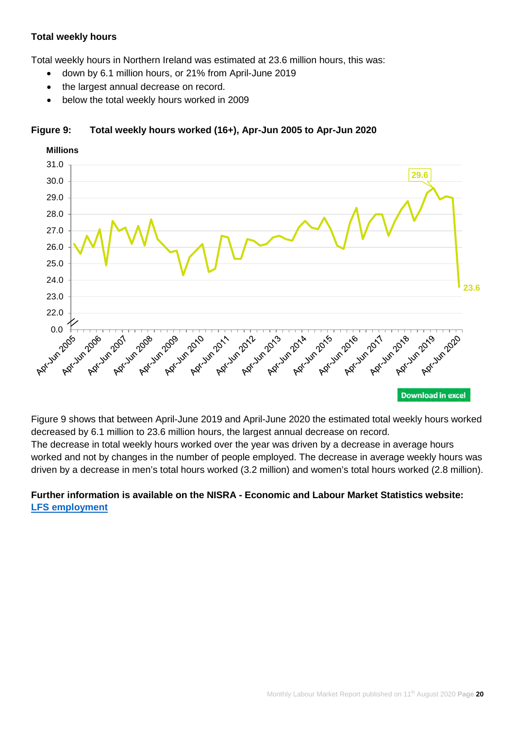**Total weekly hours**

Total weekly hours in Northern Ireland was estimated at 23.6 million hours, this was:

- down by 6.1 million hours, or 21% from April-June 2019
- the largest annual decrease on record.
- below the total weekly hours worked in 2009

**Figure 9: Total weekly hours worked (16+), Apr-Jun 2005 to Apr-Jun 2020**

Download in excel

Figure 9 shows that between April-June 2019 and April-June 2020 the estimated total weekly hours worked decreased by 6.1 million to 23.6 million hours, the largest annual decrease on record.
The decrease in total weekly hours worked over the year was driven by a decrease in average hours worked and not by changes in the number of people employed. The decrease in average weekly hours was driven by a decrease in men's total hours worked (3.2 million) and women's total hours worked (2.8 million).

**Further information is available on the NISRA - Economic and Labour Market Statistics website:** [LFS employment]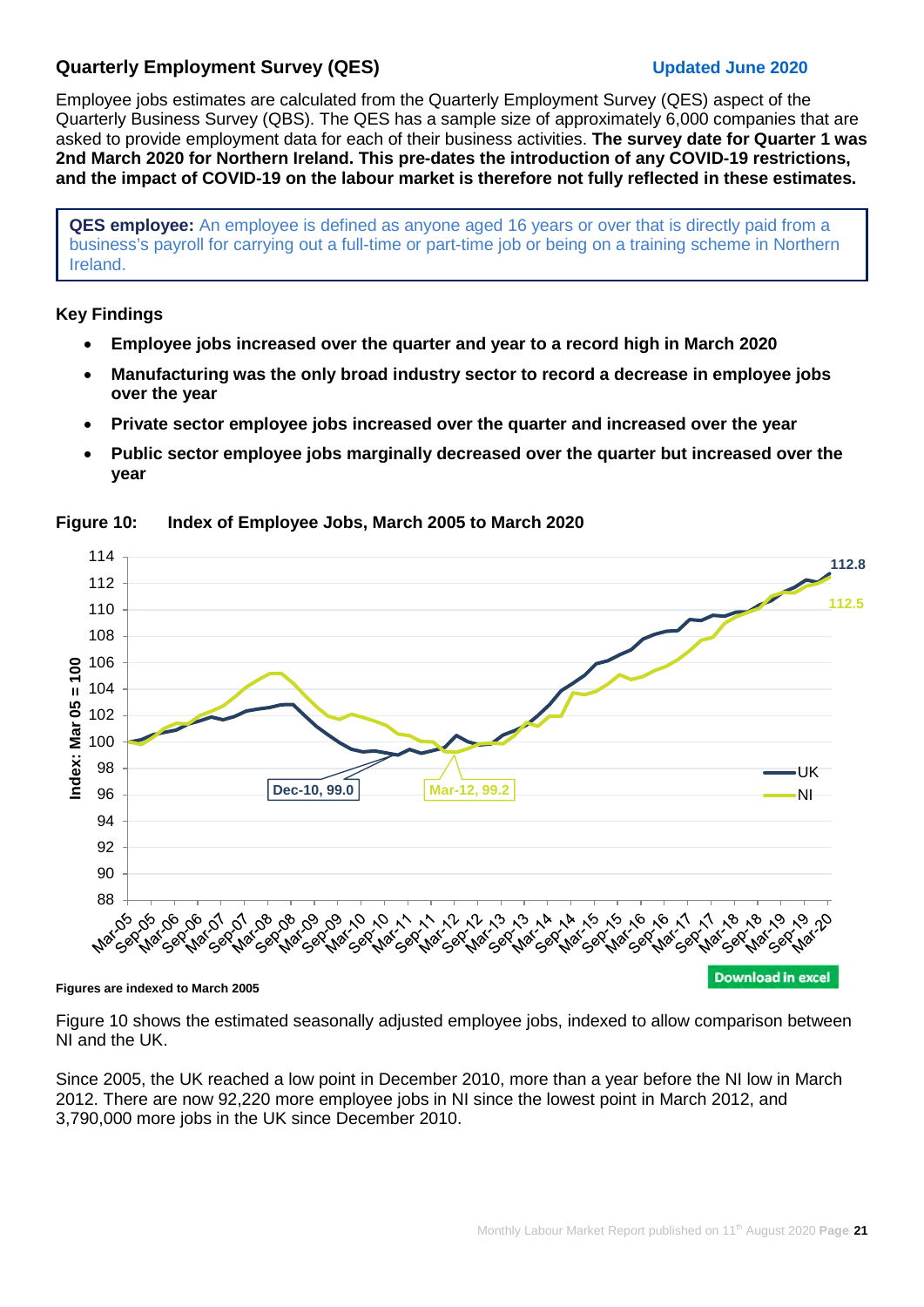## Quarterly Employment Survey (QES)

**Updated June 2020**

Employee jobs estimates are calculated from the Quarterly Employment Survey (QES) aspect of the Quarterly Business Survey (QBS). The QES has a sample size of approximately 6,000 companies that are asked to provide employment data for each of their business activities. **The survey date for Quarter 1 was 2nd March 2020 for Northern Ireland. This pre-dates the introduction of any COVID-19 restrictions, and the impact of COVID-19 on the labour market is therefore not fully reflected in these estimates.**

> **QES employee:** An employee is defined as anyone aged 16 years or over that is directly paid from a business's payroll for carrying out a full-time or part-time job or being on a training scheme in Northern Ireland.

### Key Findings

- **Employee jobs increased over the quarter and year to a record high in March 2020**
- **Manufacturing was the only broad industry sector to record a decrease in employee jobs over the year**
- **Private sector employee jobs increased over the quarter and increased over the year**
- **Public sector employee jobs marginally decreased over the quarter but increased over the year**

**Figure 10: Index of Employee Jobs, March 2005 to March 2020**

**Figures are indexed to March 2005**

Download in excel

Figure 10 shows the estimated seasonally adjusted employee jobs, indexed to allow comparison between NI and the UK.

Since 2005, the UK reached a low point in December 2010, more than a year before the NI low in March 2012. There are now 92,220 more employee jobs in NI since the lowest point in March 2012, and 3,790,000 more jobs in the UK since December 2010.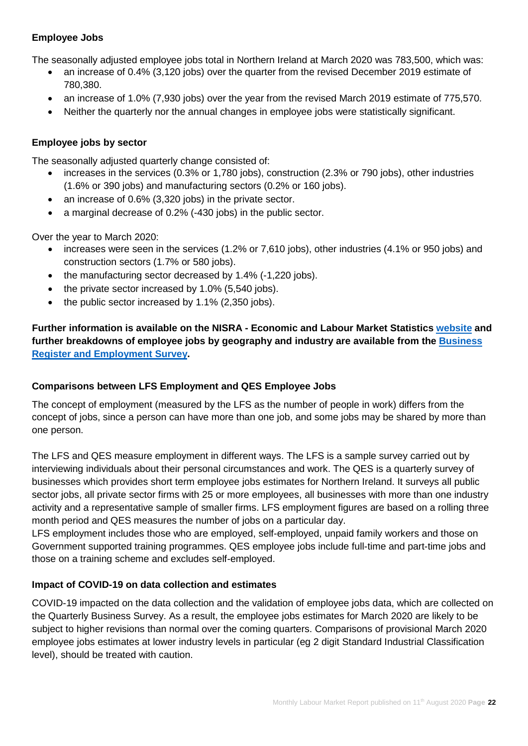### Employee Jobs

The seasonally adjusted employee jobs total in Northern Ireland at March 2020 was 783,500, which was:

- an increase of 0.4% (3,120 jobs) over the quarter from the revised December 2019 estimate of 780,380.
- an increase of 1.0% (7,930 jobs) over the year from the revised March 2019 estimate of 775,570.
- Neither the quarterly nor the annual changes in employee jobs were statistically significant.

### Employee jobs by sector

The seasonally adjusted quarterly change consisted of:

- increases in the services (0.3% or 1,780 jobs), construction (2.3% or 790 jobs), other industries (1.6% or 390 jobs) and manufacturing sectors (0.2% or 160 jobs).
- an increase of 0.6% (3,320 jobs) in the private sector.
- a marginal decrease of 0.2% (-430 jobs) in the public sector.

Over the year to March 2020:

- increases were seen in the services (1.2% or 7,610 jobs), other industries (4.1% or 950 jobs) and construction sectors (1.7% or 580 jobs).
- the manufacturing sector decreased by 1.4% (-1,220 jobs).
- the private sector increased by 1.0% (5,540 jobs).
- the public sector increased by 1.1% (2,350 jobs).

**Further information is available on the NISRA - Economic and Labour Market Statistics website and further breakdowns of employee jobs by geography and industry are available from the Business Register and Employment Survey.**

### Comparisons between LFS Employment and QES Employee Jobs

The concept of employment (measured by the LFS as the number of people in work) differs from the concept of jobs, since a person can have more than one job, and some jobs may be shared by more than one person.

The LFS and QES measure employment in different ways. The LFS is a sample survey carried out by interviewing individuals about their personal circumstances and work. The QES is a quarterly survey of businesses which provides short term employee jobs estimates for Northern Ireland. It surveys all public sector jobs, all private sector firms with 25 or more employees, all businesses with more than one industry activity and a representative sample of smaller firms. LFS employment figures are based on a rolling three month period and QES measures the number of jobs on a particular day.
LFS employment includes those who are employed, self-employed, unpaid family workers and those on Government supported training programmes. QES employee jobs include full-time and part-time jobs and those on a training scheme and excludes self-employed.

### Impact of COVID-19 on data collection and estimates

COVID-19 impacted on the data collection and the validation of employee jobs data, which are collected on the Quarterly Business Survey. As a result, the employee jobs estimates for March 2020 are likely to be subject to higher revisions than normal over the coming quarters. Comparisons of provisional March 2020 employee jobs estimates at lower industry levels in particular (eg 2 digit Standard Industrial Classification level), should be treated with caution.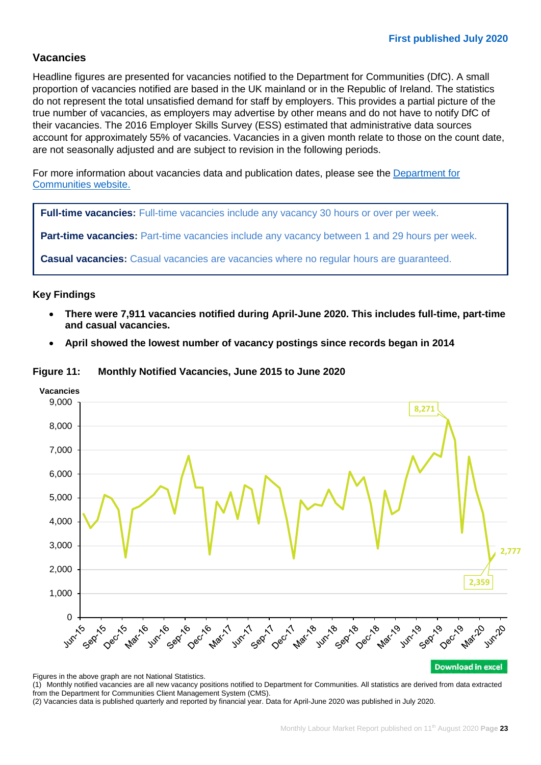First published July 2020

## Vacancies

Headline figures are presented for vacancies notified to the Department for Communities (DfC). A small proportion of vacancies notified are based in the UK mainland or in the Republic of Ireland. The statistics do not represent the total unsatisfied demand for staff by employers. This provides a partial picture of the true number of vacancies, as employers may advertise by other means and do not have to notify DfC of their vacancies. The 2016 Employer Skills Survey (ESS) estimated that administrative data sources account for approximately 55% of vacancies. Vacancies in a given month relate to those on the count date, are not seasonally adjusted and are subject to revision in the following periods.

For more information about vacancies data and publication dates, please see the [Department for Communities website.]

**Full-time vacancies:** Full-time vacancies include any vacancy 30 hours or over per week.

**Part-time vacancies:** Part-time vacancies include any vacancy between 1 and 29 hours per week.

**Casual vacancies:** Casual vacancies are vacancies where no regular hours are guaranteed.

### Key Findings

- **There were 7,911 vacancies notified during April-June 2020. This includes full-time, part-time and casual vacancies.**
- **April showed the lowest number of vacancy postings since records began in 2014**

**Figure 11: Monthly Notified Vacancies, June 2015 to June 2020**

Download in excel

Figures in the above graph are not National Statistics.

(1) Monthly notified vacancies are all new vacancy positions notified to Department for Communities. All statistics are derived from data extracted from the Department for Communities Client Management System (CMS).

(2) Vacancies data is published quarterly and reported by financial year. Data for April-June 2020 was published in July 2020.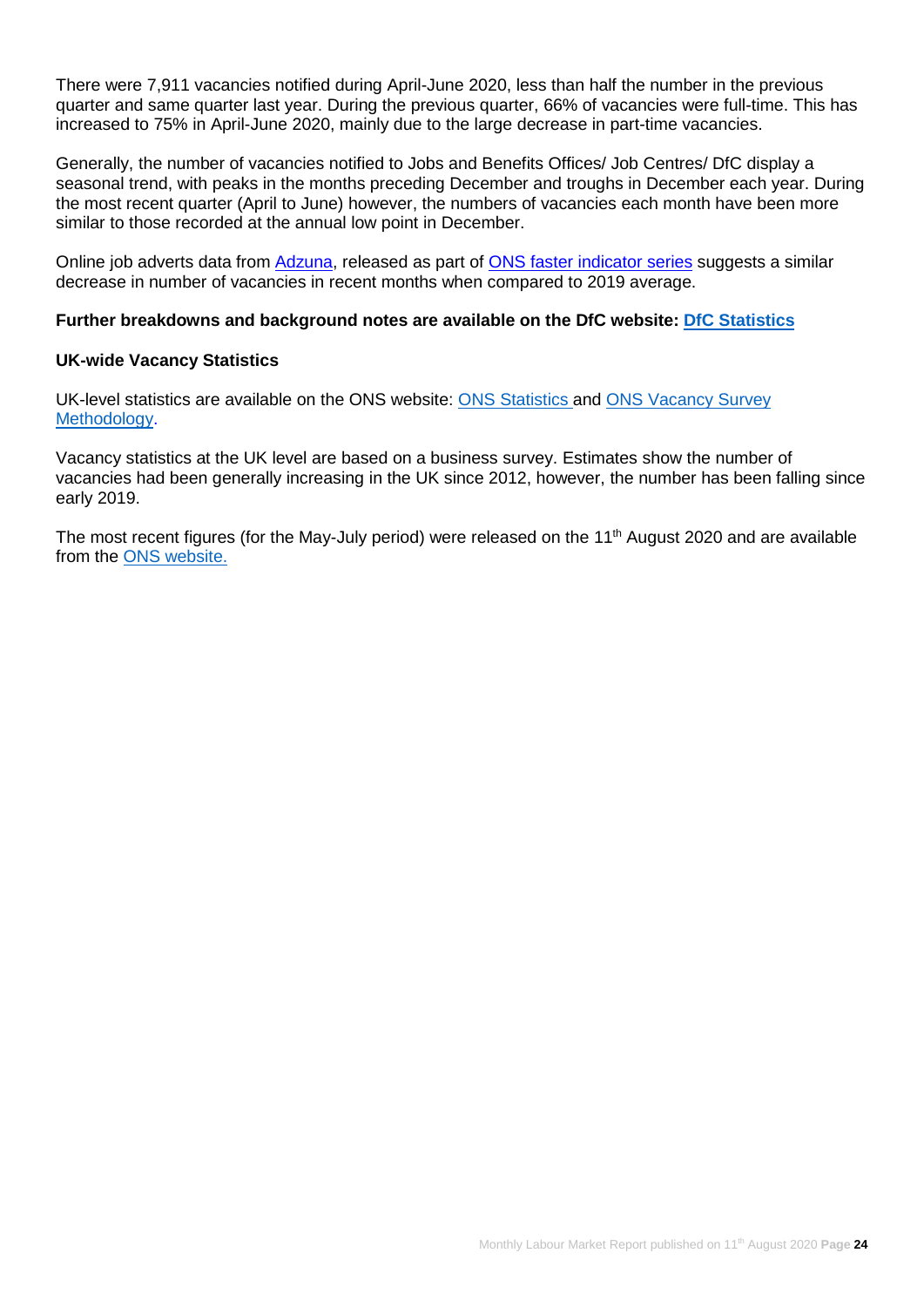There were 7,911 vacancies notified during April-June 2020, less than half the number in the previous quarter and same quarter last year. During the previous quarter, 66% of vacancies were full-time. This has increased to 75% in April-June 2020, mainly due to the large decrease in part-time vacancies.

Generally, the number of vacancies notified to Jobs and Benefits Offices/ Job Centres/ DfC display a seasonal trend, with peaks in the months preceding December and troughs in December each year. During the most recent quarter (April to June) however, the numbers of vacancies each month have been more similar to those recorded at the annual low point in December.

Online job adverts data from Adzuna, released as part of ONS faster indicator series suggests a similar decrease in number of vacancies in recent months when compared to 2019 average.

**Further breakdowns and background notes are available on the DfC website: DfC Statistics**

**UK-wide Vacancy Statistics**

UK-level statistics are available on the ONS website: ONS Statistics and ONS Vacancy Survey Methodology.

Vacancy statistics at the UK level are based on a business survey. Estimates show the number of vacancies had been generally increasing in the UK since 2012, however, the number has been falling since early 2019.

The most recent figures (for the May-July period) were released on the 11th August 2020 and are available from the ONS website.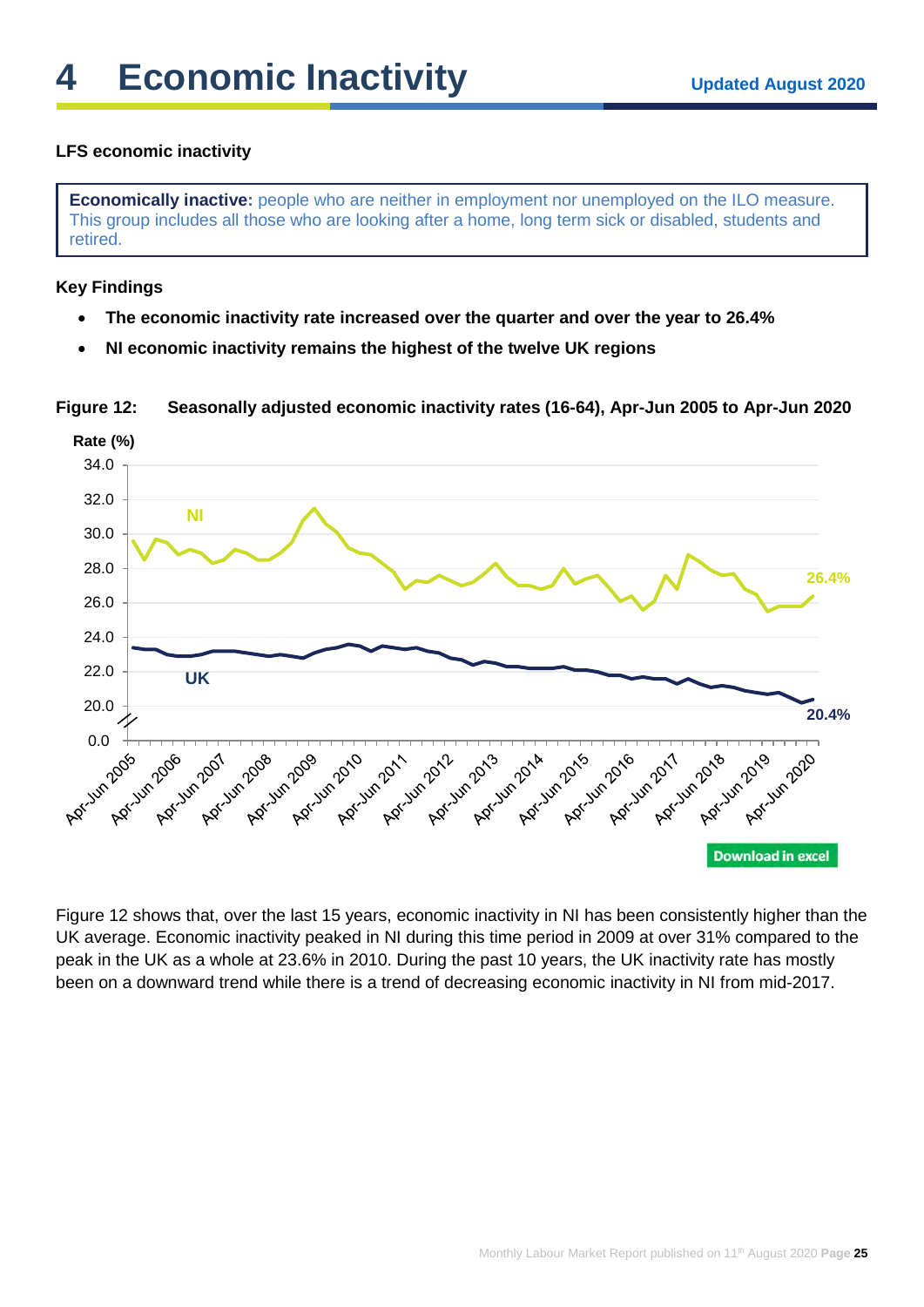# 4 Economic Inactivity

**Updated August 2020**

**LFS economic inactivity**

**Economically inactive:** people who are neither in employment nor unemployed on the ILO measure. This group includes all those who are looking after a home, long term sick or disabled, students and retired.

**Key Findings**

- **The economic inactivity rate increased over the quarter and over the year to 26.4%**
- **NI economic inactivity remains the highest of the twelve UK regions**

**Figure 12: Seasonally adjusted economic inactivity rates (16-64), Apr-Jun 2005 to Apr-Jun 2020**

Download in excel

Figure 12 shows that, over the last 15 years, economic inactivity in NI has been consistently higher than the UK average. Economic inactivity peaked in NI during this time period in 2009 at over 31% compared to the peak in the UK as a whole at 23.6% in 2010. During the past 10 years, the UK inactivity rate has mostly been on a downward trend while there is a trend of decreasing economic inactivity in NI from mid-2017.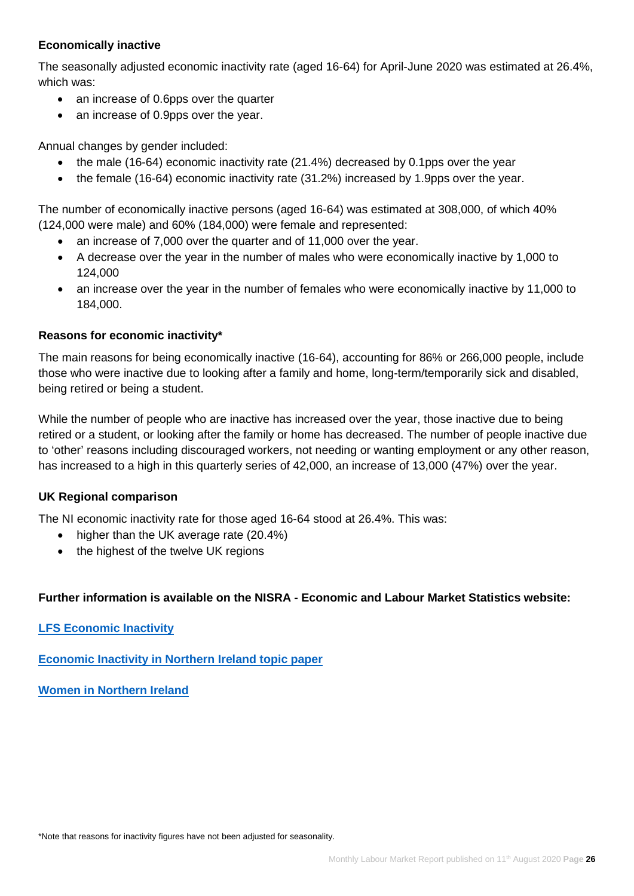### Economically inactive

The seasonally adjusted economic inactivity rate (aged 16-64) for April-June 2020 was estimated at 26.4%, which was:

- an increase of 0.6pps over the quarter
- an increase of 0.9pps over the year.

Annual changes by gender included:

- the male (16-64) economic inactivity rate (21.4%) decreased by 0.1pps over the year
- the female (16-64) economic inactivity rate (31.2%) increased by 1.9pps over the year.

The number of economically inactive persons (aged 16-64) was estimated at 308,000, of which 40% (124,000 were male) and 60% (184,000) were female and represented:

- an increase of 7,000 over the quarter and of 11,000 over the year.
- A decrease over the year in the number of males who were economically inactive by 1,000 to 124,000
- an increase over the year in the number of females who were economically inactive by 11,000 to 184,000.

### Reasons for economic inactivity*

The main reasons for being economically inactive (16-64), accounting for 86% or 266,000 people, include those who were inactive due to looking after a family and home, long-term/temporarily sick and disabled, being retired or being a student.

While the number of people who are inactive has increased over the year, those inactive due to being retired or a student, or looking after the family or home has decreased. The number of people inactive due to 'other' reasons including discouraged workers, not needing or wanting employment or any other reason, has increased to a high in this quarterly series of 42,000, an increase of 13,000 (47%) over the year.

### UK Regional comparison

The NI economic inactivity rate for those aged 16-64 stood at 26.4%. This was:

- higher than the UK average rate (20.4%)
- the highest of the twelve UK regions

**Further information is available on the NISRA - Economic and Labour Market Statistics website:**

**LFS Economic Inactivity**

**Economic Inactivity in Northern Ireland topic paper**

**Women in Northern Ireland**

*Note that reasons for inactivity figures have not been adjusted for seasonality.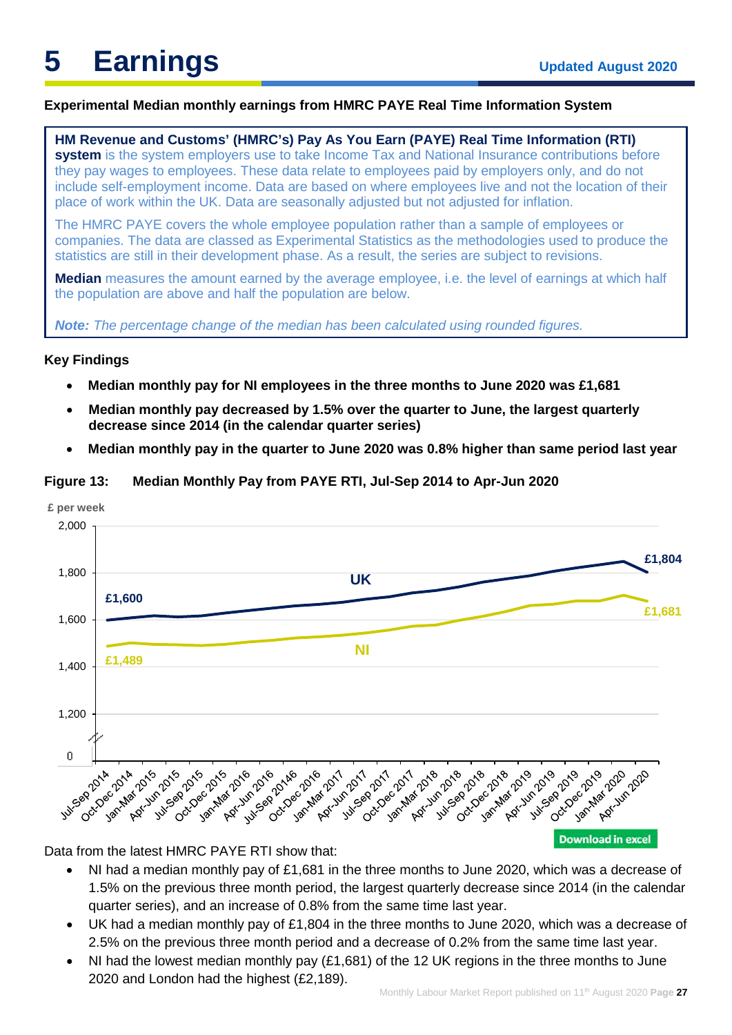# 5 Earnings

Updated August 2020

**Experimental Median monthly earnings from HMRC PAYE Real Time Information System**

**HM Revenue and Customs' (HMRC's) Pay As You Earn (PAYE) Real Time Information (RTI) system** is the system employers use to take Income Tax and National Insurance contributions before they pay wages to employees. These data relate to employees paid by employers only, and do not include self-employment income. Data are based on where employees live and not the location of their place of work within the UK. Data are seasonally adjusted but not adjusted for inflation.

The HMRC PAYE covers the whole employee population rather than a sample of employees or companies. The data are classed as Experimental Statistics as the methodologies used to produce the statistics are still in their development phase. As a result, the series are subject to revisions.

**Median** measures the amount earned by the average employee, i.e. the level of earnings at which half the population are above and half the population are below.

***Note:*** *The percentage change of the median has been calculated using rounded figures.*

**Key Findings**

- **Median monthly pay for NI employees in the three months to June 2020 was £1,681**
- **Median monthly pay decreased by 1.5% over the quarter to June, the largest quarterly decrease since 2014 (in the calendar quarter series)**
- **Median monthly pay in the quarter to June 2020 was 0.8% higher than same period last year**

**Figure 13: Median Monthly Pay from PAYE RTI, Jul-Sep 2014 to Apr-Jun 2020**

Data from the latest HMRC PAYE RTI show that:

- NI had a median monthly pay of £1,681 in the three months to June 2020, which was a decrease of 1.5% on the previous three month period, the largest quarterly decrease since 2014 (in the calendar quarter series), and an increase of 0.8% from the same time last year.
- UK had a median monthly pay of £1,804 in the three months to June 2020, which was a decrease of 2.5% on the previous three month period and a decrease of 0.2% from the same time last year.
- NI had the lowest median monthly pay (£1,681) of the 12 UK regions in the three months to June 2020 and London had the highest (£2,189).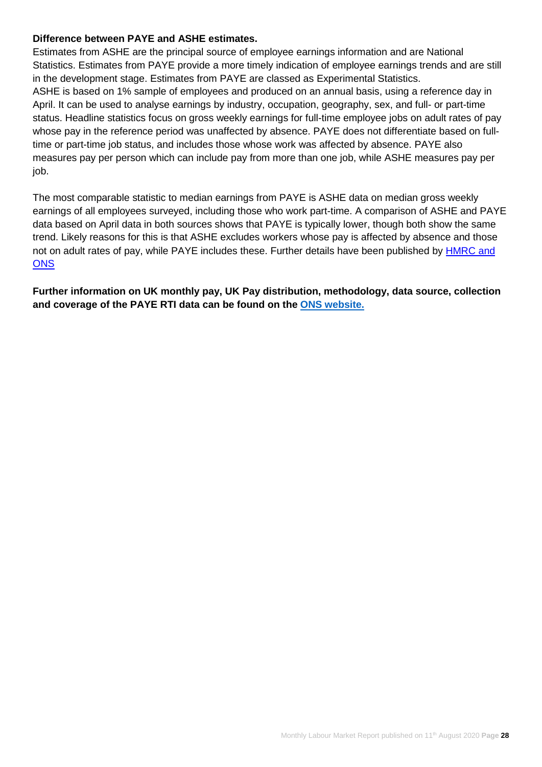**Difference between PAYE and ASHE estimates.**

Estimates from ASHE are the principal source of employee earnings information and are National Statistics. Estimates from PAYE provide a more timely indication of employee earnings trends and are still in the development stage. Estimates from PAYE are classed as Experimental Statistics.

ASHE is based on 1% sample of employees and produced on an annual basis, using a reference day in April. It can be used to analyse earnings by industry, occupation, geography, sex, and full- or part-time status. Headline statistics focus on gross weekly earnings for full-time employee jobs on adult rates of pay whose pay in the reference period was unaffected by absence. PAYE does not differentiate based on full-time or part-time job status, and includes those whose work was affected by absence. PAYE also measures pay per person which can include pay from more than one job, while ASHE measures pay per job.

The most comparable statistic to median earnings from PAYE is ASHE data on median gross weekly earnings of all employees surveyed, including those who work part-time. A comparison of ASHE and PAYE data based on April data in both sources shows that PAYE is typically lower, though both show the same trend. Likely reasons for this is that ASHE excludes workers whose pay is affected by absence and those not on adult rates of pay, while PAYE includes these. Further details have been published by HMRC and ONS

**Further information on UK monthly pay, UK Pay distribution, methodology, data source, collection and coverage of the PAYE RTI data can be found on the ONS website.**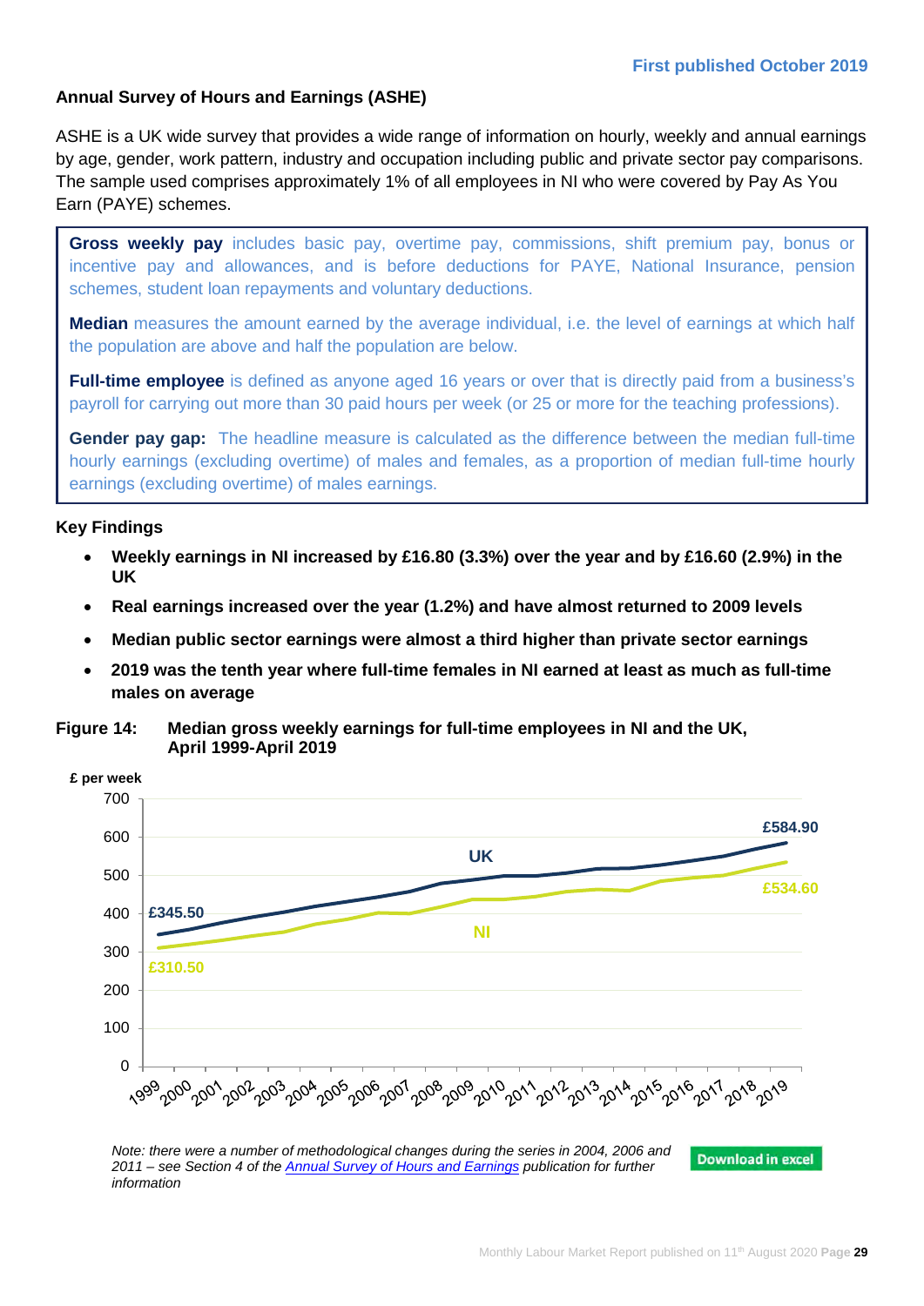First published October 2019

### Annual Survey of Hours and Earnings (ASHE)

ASHE is a UK wide survey that provides a wide range of information on hourly, weekly and annual earnings by age, gender, work pattern, industry and occupation including public and private sector pay comparisons. The sample used comprises approximately 1% of all employees in NI who were covered by Pay As You Earn (PAYE) schemes.

**Gross weekly pay** includes basic pay, overtime pay, commissions, shift premium pay, bonus or incentive pay and allowances, and is before deductions for PAYE, National Insurance, pension schemes, student loan repayments and voluntary deductions.

**Median** measures the amount earned by the average individual, i.e. the level of earnings at which half the population are above and half the population are below.

**Full-time employee** is defined as anyone aged 16 years or over that is directly paid from a business's payroll for carrying out more than 30 paid hours per week (or 25 or more for the teaching professions).

**Gender pay gap:** The headline measure is calculated as the difference between the median full-time hourly earnings (excluding overtime) of males and females, as a proportion of median full-time hourly earnings (excluding overtime) of males earnings.

#### Key Findings

- **Weekly earnings in NI increased by £16.80 (3.3%) over the year and by £16.60 (2.9%) in the UK**
- **Real earnings increased over the year (1.2%) and have almost returned to 2009 levels**
- **Median public sector earnings were almost a third higher than private sector earnings**
- **2019 was the tenth year where full-time females in NI earned at least as much as full-time males on average**

**Figure 14: Median gross weekly earnings for full-time employees in NI and the UK, April 1999-April 2019**

*Note: there were a number of methodological changes during the series in 2004, 2006 and 2011 – see Section 4 of the Annual Survey of Hours and Earnings publication for further information*

Download in excel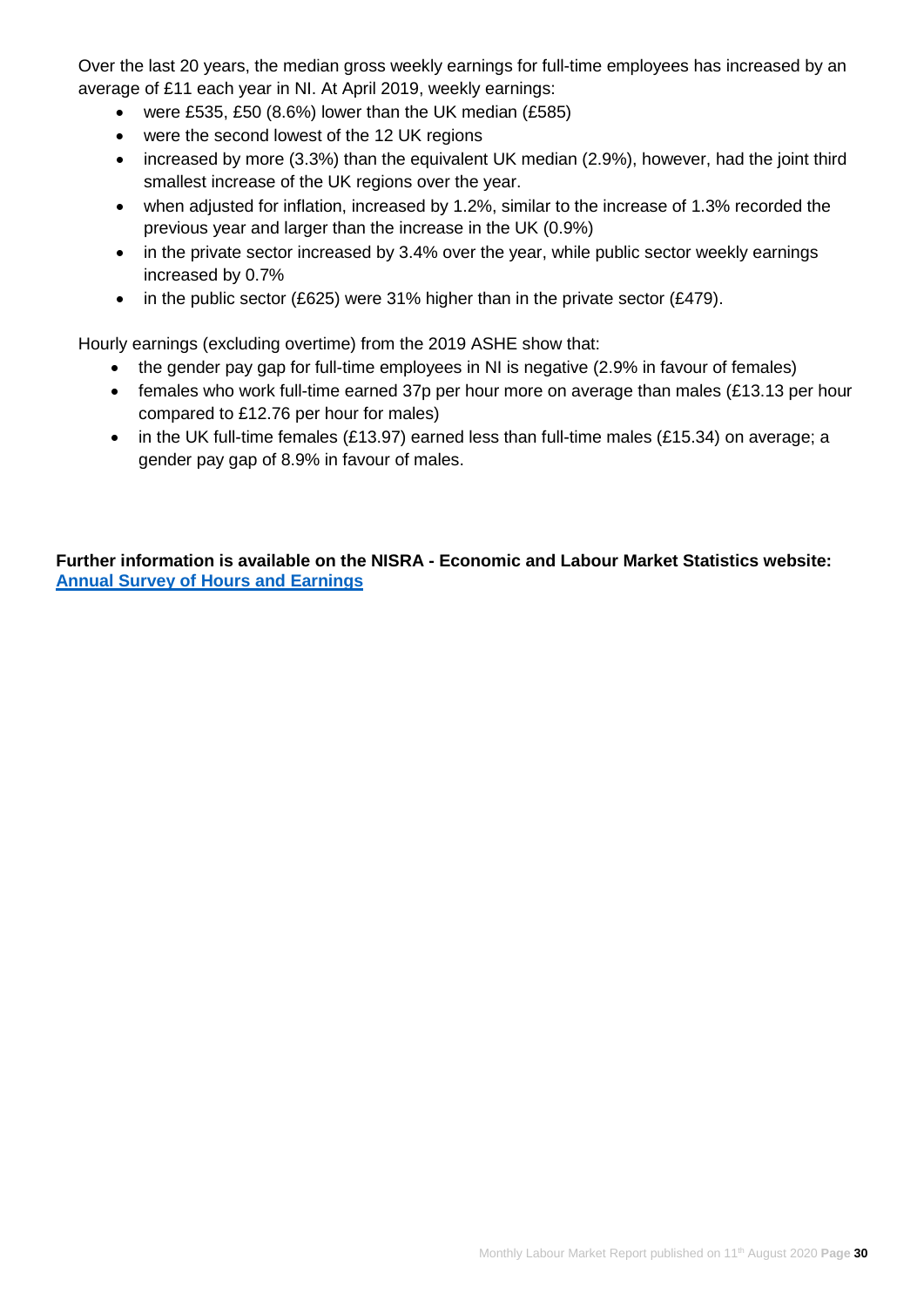Over the last 20 years, the median gross weekly earnings for full-time employees has increased by an average of £11 each year in NI. At April 2019, weekly earnings:

- were £535, £50 (8.6%) lower than the UK median (£585)
- were the second lowest of the 12 UK regions
- increased by more (3.3%) than the equivalent UK median (2.9%), however, had the joint third smallest increase of the UK regions over the year.
- when adjusted for inflation, increased by 1.2%, similar to the increase of 1.3% recorded the previous year and larger than the increase in the UK (0.9%)
- in the private sector increased by 3.4% over the year, while public sector weekly earnings increased by 0.7%
- in the public sector (£625) were 31% higher than in the private sector (£479).

Hourly earnings (excluding overtime) from the 2019 ASHE show that:

- the gender pay gap for full-time employees in NI is negative (2.9% in favour of females)
- females who work full-time earned 37p per hour more on average than males (£13.13 per hour compared to £12.76 per hour for males)
- in the UK full-time females (£13.97) earned less than full-time males (£15.34) on average; a gender pay gap of 8.9% in favour of males.

**Further information is available on the NISRA - Economic and Labour Market Statistics website:**
**[Annual Survey of Hours and Earnings]**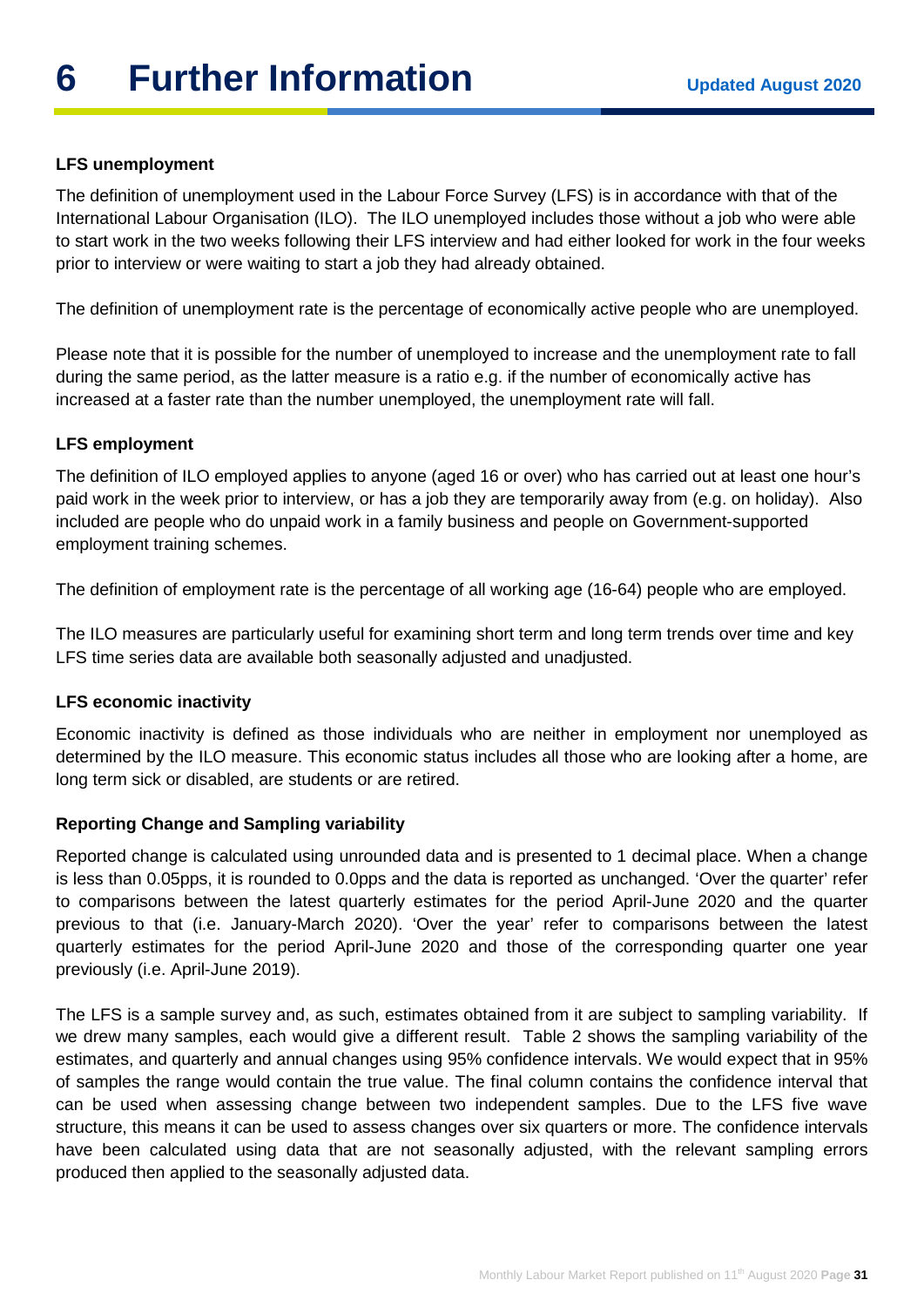# 6 Further Information

Updated August 2020

**LFS unemployment**

The definition of unemployment used in the Labour Force Survey (LFS) is in accordance with that of the International Labour Organisation (ILO). The ILO unemployed includes those without a job who were able to start work in the two weeks following their LFS interview and had either looked for work in the four weeks prior to interview or were waiting to start a job they had already obtained.

The definition of unemployment rate is the percentage of economically active people who are unemployed.

Please note that it is possible for the number of unemployed to increase and the unemployment rate to fall during the same period, as the latter measure is a ratio e.g. if the number of economically active has increased at a faster rate than the number unemployed, the unemployment rate will fall.

**LFS employment**

The definition of ILO employed applies to anyone (aged 16 or over) who has carried out at least one hour's paid work in the week prior to interview, or has a job they are temporarily away from (e.g. on holiday). Also included are people who do unpaid work in a family business and people on Government-supported employment training schemes.

The definition of employment rate is the percentage of all working age (16-64) people who are employed.

The ILO measures are particularly useful for examining short term and long term trends over time and key LFS time series data are available both seasonally adjusted and unadjusted.

**LFS economic inactivity**

Economic inactivity is defined as those individuals who are neither in employment nor unemployed as determined by the ILO measure. This economic status includes all those who are looking after a home, are long term sick or disabled, are students or are retired.

**Reporting Change and Sampling variability**

Reported change is calculated using unrounded data and is presented to 1 decimal place. When a change is less than 0.05pps, it is rounded to 0.0pps and the data is reported as unchanged. 'Over the quarter' refer to comparisons between the latest quarterly estimates for the period April-June 2020 and the quarter previous to that (i.e. January-March 2020). 'Over the year' refer to comparisons between the latest quarterly estimates for the period April-June 2020 and those of the corresponding quarter one year previously (i.e. April-June 2019).

The LFS is a sample survey and, as such, estimates obtained from it are subject to sampling variability. If we drew many samples, each would give a different result. Table 2 shows the sampling variability of the estimates, and quarterly and annual changes using 95% confidence intervals. We would expect that in 95% of samples the range would contain the true value. The final column contains the confidence interval that can be used when assessing change between two independent samples. Due to the LFS five wave structure, this means it can be used to assess changes over six quarters or more. The confidence intervals have been calculated using data that are not seasonally adjusted, with the relevant sampling errors produced then applied to the seasonally adjusted data.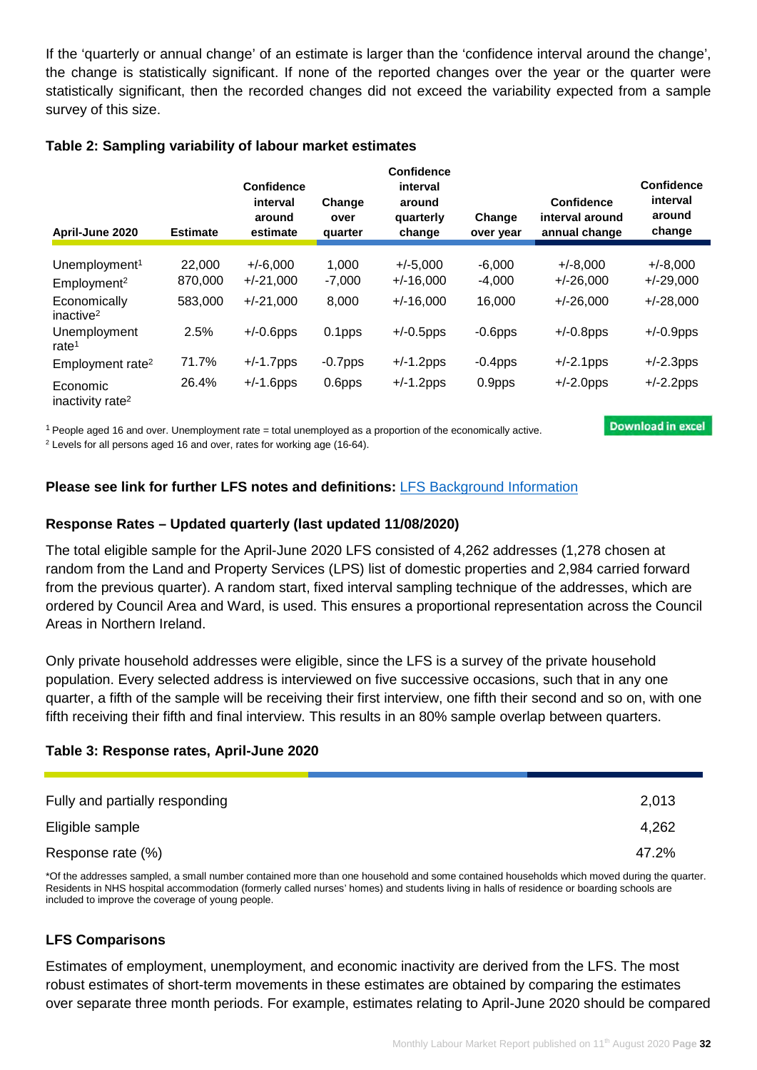If the 'quarterly or annual change' of an estimate is larger than the 'confidence interval around the change', the change is statistically significant. If none of the reported changes over the year or the quarter were statistically significant, then the recorded changes did not exceed the variability expected from a sample survey of this size.

**Table 2: Sampling variability of labour market estimates**

| April-June 2020 | Estimate | Confidence interval around estimate | Change over quarter | Confidence interval around quarterly change | Change over year | Confidence interval around annual change | Confidence interval around change |
|---|---|---|---|---|---|---|---|
| Unemployment[1] | 22,000 | +/-6,000 | 1,000 | +/-5,000 | -6,000 | +/-8,000 | +/-8,000 |
| Employment[2] | 870,000 | +/-21,000 | -7,000 | +/-16,000 | -4,000 | +/-26,000 | +/-29,000 |
| Economically inactive[2] | 583,000 | +/-21,000 | 8,000 | +/-16,000 | 16,000 | +/-26,000 | +/-28,000 |
| Unemployment rate[1] | 2.5% | +/-0.6pps | 0.1pps | +/-0.5pps | -0.6pps | +/-0.8pps | +/-0.9pps |
| Employment rate[2] | 71.7% | +/-1.7pps | -0.7pps | +/-1.2pps | -0.4pps | +/-2.1pps | +/-2.3pps |
| Economic inactivity rate[2] | 26.4% | +/-1.6pps | 0.6pps | +/-1.2pps | 0.9pps | +/-2.0pps | +/-2.2pps |

[1] People aged 16 and over. Unemployment rate = total unemployed as a proportion of the economically active.

[2] Levels for all persons aged 16 and over, rates for working age (16-64).

Download in excel

**Please see link for further LFS notes and definitions:** [LFS Background Information]

### Response Rates – Updated quarterly (last updated 11/08/2020)

The total eligible sample for the April-June 2020 LFS consisted of 4,262 addresses (1,278 chosen at random from the Land and Property Services (LPS) list of domestic properties and 2,984 carried forward from the previous quarter). A random start, fixed interval sampling technique of the addresses, which are ordered by Council Area and Ward, is used. This ensures a proportional representation across the Council Areas in Northern Ireland.

Only private household addresses were eligible, since the LFS is a survey of the private household population. Every selected address is interviewed on five successive occasions, such that in any one quarter, a fifth of the sample will be receiving their first interview, one fifth their second and so on, with one fifth receiving their fifth and final interview. This results in an 80% sample overlap between quarters.

**Table 3: Response rates, April-June 2020**

| | |
|---|---|
| Fully and partially responding | 2,013 |
| Eligible sample | 4,262 |
| Response rate (%) | 47.2% |

*Of the addresses sampled, a small number contained more than one household and some contained households which moved during the quarter. Residents in NHS hospital accommodation (formerly called nurses' homes) and students living in halls of residence or boarding schools are included to improve the coverage of young people.

### LFS Comparisons

Estimates of employment, unemployment, and economic inactivity are derived from the LFS. The most robust estimates of short-term movements in these estimates are obtained by comparing the estimates over separate three month periods. For example, estimates relating to April-June 2020 should be compared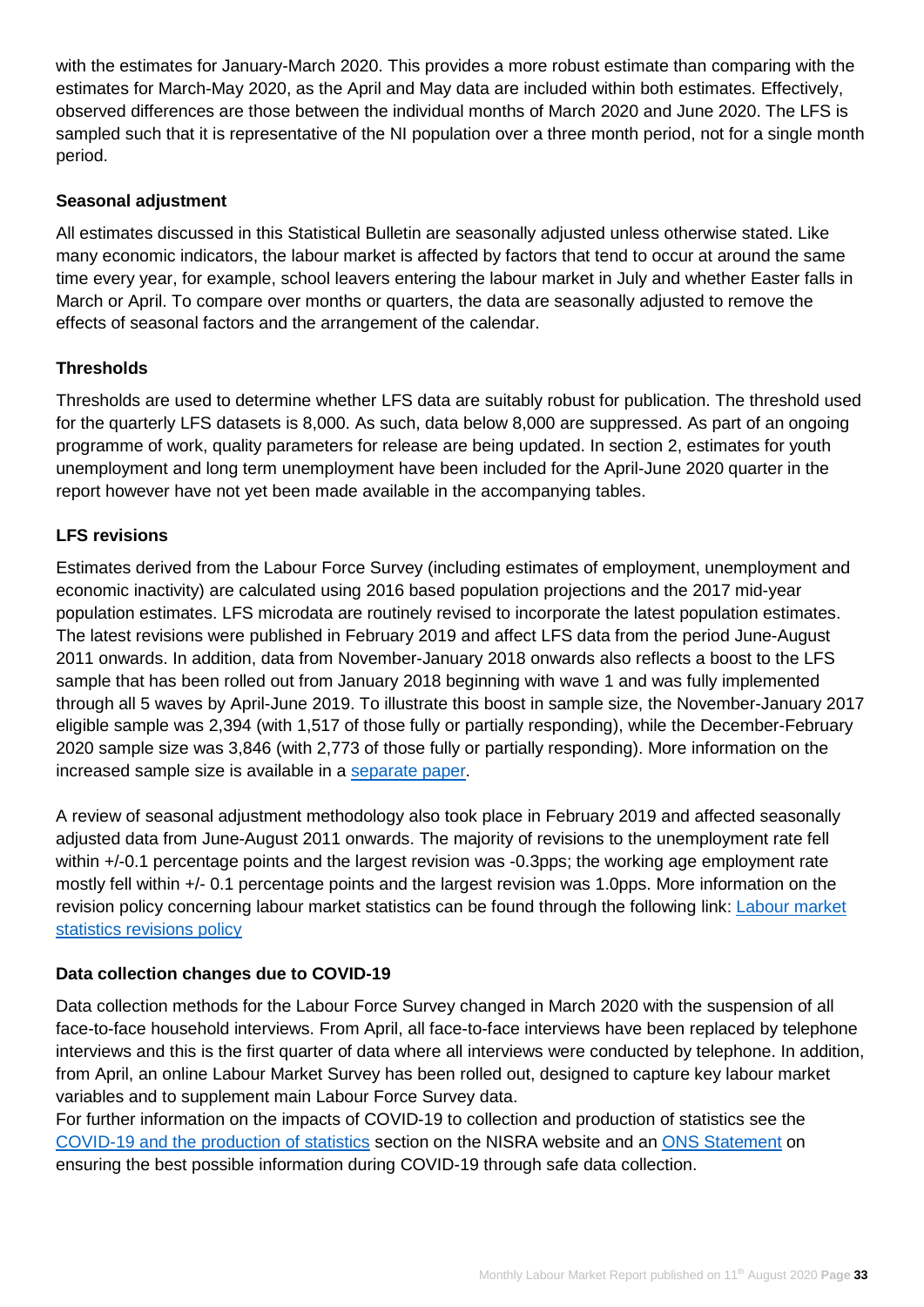with the estimates for January-March 2020. This provides a more robust estimate than comparing with the estimates for March-May 2020, as the April and May data are included within both estimates. Effectively, observed differences are those between the individual months of March 2020 and June 2020. The LFS is sampled such that it is representative of the NI population over a three month period, not for a single month period.

**Seasonal adjustment**

All estimates discussed in this Statistical Bulletin are seasonally adjusted unless otherwise stated. Like many economic indicators, the labour market is affected by factors that tend to occur at around the same time every year, for example, school leavers entering the labour market in July and whether Easter falls in March or April. To compare over months or quarters, the data are seasonally adjusted to remove the effects of seasonal factors and the arrangement of the calendar.

**Thresholds**

Thresholds are used to determine whether LFS data are suitably robust for publication. The threshold used for the quarterly LFS datasets is 8,000. As such, data below 8,000 are suppressed. As part of an ongoing programme of work, quality parameters for release are being updated. In section 2, estimates for youth unemployment and long term unemployment have been included for the April-June 2020 quarter in the report however have not yet been made available in the accompanying tables.

**LFS revisions**

Estimates derived from the Labour Force Survey (including estimates of employment, unemployment and economic inactivity) are calculated using 2016 based population projections and the 2017 mid-year population estimates. LFS microdata are routinely revised to incorporate the latest population estimates. The latest revisions were published in February 2019 and affect LFS data from the period June-August 2011 onwards. In addition, data from November-January 2018 onwards also reflects a boost to the LFS sample that has been rolled out from January 2018 beginning with wave 1 and was fully implemented through all 5 waves by April-June 2019. To illustrate this boost in sample size, the November-January 2017 eligible sample was 2,394 (with 1,517 of those fully or partially responding), while the December-February 2020 sample size was 3,846 (with 2,773 of those fully or partially responding). More information on the increased sample size is available in a separate paper.

A review of seasonal adjustment methodology also took place in February 2019 and affected seasonally adjusted data from June-August 2011 onwards. The majority of revisions to the unemployment rate fell within +/-0.1 percentage points and the largest revision was -0.3pps; the working age employment rate mostly fell within +/- 0.1 percentage points and the largest revision was 1.0pps. More information on the revision policy concerning labour market statistics can be found through the following link: Labour market statistics revisions policy

**Data collection changes due to COVID-19**

Data collection methods for the Labour Force Survey changed in March 2020 with the suspension of all face-to-face household interviews. From April, all face-to-face interviews have been replaced by telephone interviews and this is the first quarter of data where all interviews were conducted by telephone. In addition, from April, an online Labour Market Survey has been rolled out, designed to capture key labour market variables and to supplement main Labour Force Survey data.
For further information on the impacts of COVID-19 to collection and production of statistics see the COVID-19 and the production of statistics section on the NISRA website and an ONS Statement on ensuring the best possible information during COVID-19 through safe data collection.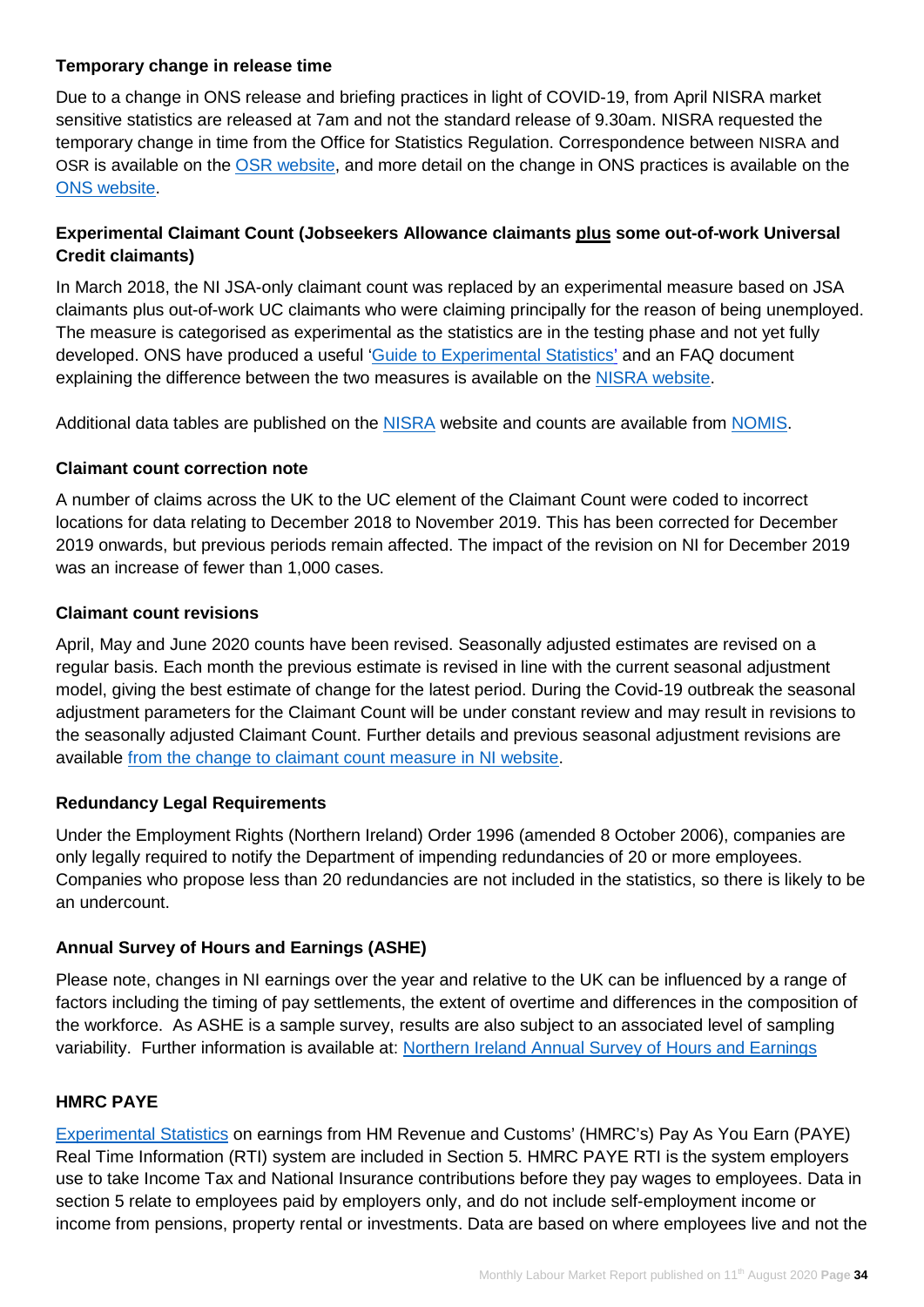**Temporary change in release time**

Due to a change in ONS release and briefing practices in light of COVID-19, from April NISRA market sensitive statistics are released at 7am and not the standard release of 9.30am. NISRA requested the temporary change in time from the Office for Statistics Regulation. Correspondence between NISRA and OSR is available on the OSR website, and more detail on the change in ONS practices is available on the ONS website.

**Experimental Claimant Count (Jobseekers Allowance claimants plus some out-of-work Universal Credit claimants)**

In March 2018, the NI JSA-only claimant count was replaced by an experimental measure based on JSA claimants plus out-of-work UC claimants who were claiming principally for the reason of being unemployed. The measure is categorised as experimental as the statistics are in the testing phase and not yet fully developed. ONS have produced a useful 'Guide to Experimental Statistics' and an FAQ document explaining the difference between the two measures is available on the NISRA website.

Additional data tables are published on the NISRA website and counts are available from NOMIS.

**Claimant count correction note**

A number of claims across the UK to the UC element of the Claimant Count were coded to incorrect locations for data relating to December 2018 to November 2019. This has been corrected for December 2019 onwards, but previous periods remain affected. The impact of the revision on NI for December 2019 was an increase of fewer than 1,000 cases.

**Claimant count revisions**

April, May and June 2020 counts have been revised. Seasonally adjusted estimates are revised on a regular basis. Each month the previous estimate is revised in line with the current seasonal adjustment model, giving the best estimate of change for the latest period. During the Covid-19 outbreak the seasonal adjustment parameters for the Claimant Count will be under constant review and may result in revisions to the seasonally adjusted Claimant Count. Further details and previous seasonal adjustment revisions are available from the change to claimant count measure in NI website.

**Redundancy Legal Requirements**

Under the Employment Rights (Northern Ireland) Order 1996 (amended 8 October 2006), companies are only legally required to notify the Department of impending redundancies of 20 or more employees. Companies who propose less than 20 redundancies are not included in the statistics, so there is likely to be an undercount.

**Annual Survey of Hours and Earnings (ASHE)**

Please note, changes in NI earnings over the year and relative to the UK can be influenced by a range of factors including the timing of pay settlements, the extent of overtime and differences in the composition of the workforce. As ASHE is a sample survey, results are also subject to an associated level of sampling variability. Further information is available at: Northern Ireland Annual Survey of Hours and Earnings

**HMRC PAYE**

Experimental Statistics on earnings from HM Revenue and Customs' (HMRC's) Pay As You Earn (PAYE) Real Time Information (RTI) system are included in Section 5. HMRC PAYE RTI is the system employers use to take Income Tax and National Insurance contributions before they pay wages to employees. Data in section 5 relate to employees paid by employers only, and do not include self-employment income or income from pensions, property rental or investments. Data are based on where employees live and not the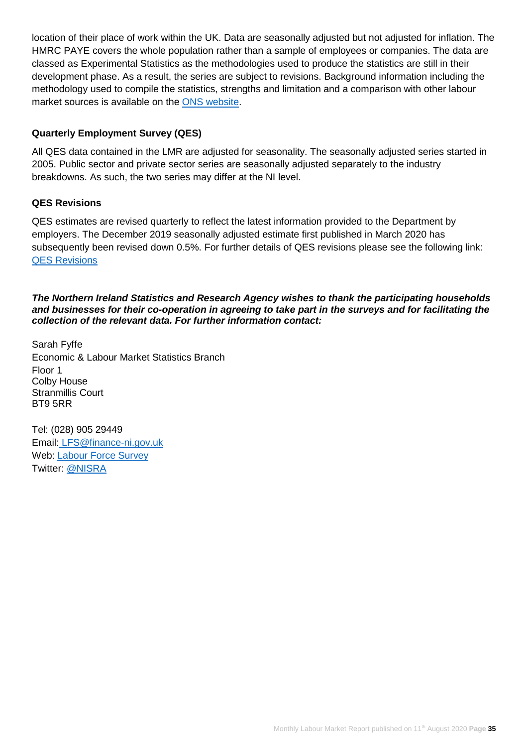location of their place of work within the UK. Data are seasonally adjusted but not adjusted for inflation. The HMRC PAYE covers the whole population rather than a sample of employees or companies. The data are classed as Experimental Statistics as the methodologies used to produce the statistics are still in their development phase. As a result, the series are subject to revisions. Background information including the methodology used to compile the statistics, strengths and limitation and a comparison with other labour market sources is available on the ONS website.

**Quarterly Employment Survey (QES)**

All QES data contained in the LMR are adjusted for seasonality. The seasonally adjusted series started in 2005. Public sector and private sector series are seasonally adjusted separately to the industry breakdowns. As such, the two series may differ at the NI level.

**QES Revisions**

QES estimates are revised quarterly to reflect the latest information provided to the Department by employers. The December 2019 seasonally adjusted estimate first published in March 2020 has subsequently been revised down 0.5%. For further details of QES revisions please see the following link: QES Revisions

***The Northern Ireland Statistics and Research Agency wishes to thank the participating households and businesses for their co-operation in agreeing to take part in the surveys and for facilitating the collection of the relevant data. For further information contact:***

Sarah Fyffe
Economic & Labour Market Statistics Branch
Floor 1
Colby House
Stranmillis Court
BT9 5RR

Tel: (028) 905 29449
Email: LFS@finance-ni.gov.uk
Web: Labour Force Survey
Twitter: @NISRA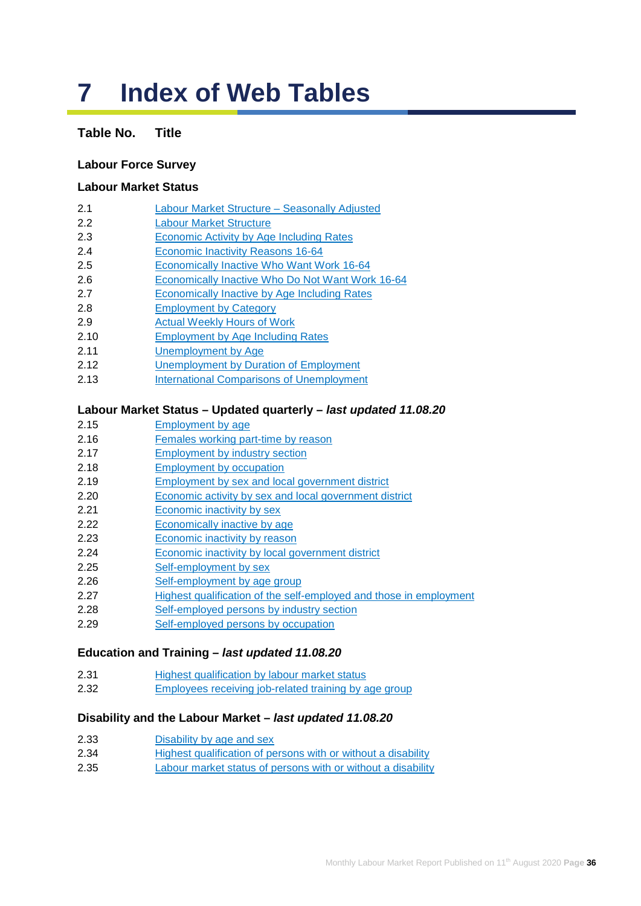# 7 Index of Web Tables

**Table No.** **Title**

### Labour Force Survey

### Labour Market Status

| Table No. | Title |
|---|---|
| 2.1 | Labour Market Structure – Seasonally Adjusted |
| 2.2 | Labour Market Structure |
| 2.3 | Economic Activity by Age Including Rates |
| 2.4 | Economic Inactivity Reasons 16-64 |
| 2.5 | Economically Inactive Who Want Work 16-64 |
| 2.6 | Economically Inactive Who Do Not Want Work 16-64 |
| 2.7 | Economically Inactive by Age Including Rates |
| 2.8 | Employment by Category |
| 2.9 | Actual Weekly Hours of Work |
| 2.10 | Employment by Age Including Rates |
| 2.11 | Unemployment by Age |
| 2.12 | Unemployment by Duration of Employment |
| 2.13 | International Comparisons of Unemployment |

### Labour Market Status – Updated quarterly – *last updated 11.08.20*

| Table No. | Title |
|---|---|
| 2.15 | Employment by age |
| 2.16 | Females working part-time by reason |
| 2.17 | Employment by industry section |
| 2.18 | Employment by occupation |
| 2.19 | Employment by sex and local government district |
| 2.20 | Economic activity by sex and local government district |
| 2.21 | Economic inactivity by sex |
| 2.22 | Economically inactive by age |
| 2.23 | Economic inactivity by reason |
| 2.24 | Economic inactivity by local government district |
| 2.25 | Self-employment by sex |
| 2.26 | Self-employment by age group |
| 2.27 | Highest qualification of the self-employed and those in employment |
| 2.28 | Self-employed persons by industry section |
| 2.29 | Self-employed persons by occupation |

### Education and Training – *last updated 11.08.20*

| Table No. | Title |
|---|---|
| 2.31 | Highest qualification by labour market status |
| 2.32 | Employees receiving job-related training by age group |

### Disability and the Labour Market – *last updated 11.08.20*

| Table No. | Title |
|---|---|
| 2.33 | Disability by age and sex |
| 2.34 | Highest qualification of persons with or without a disability |
| 2.35 | Labour market status of persons with or without a disability |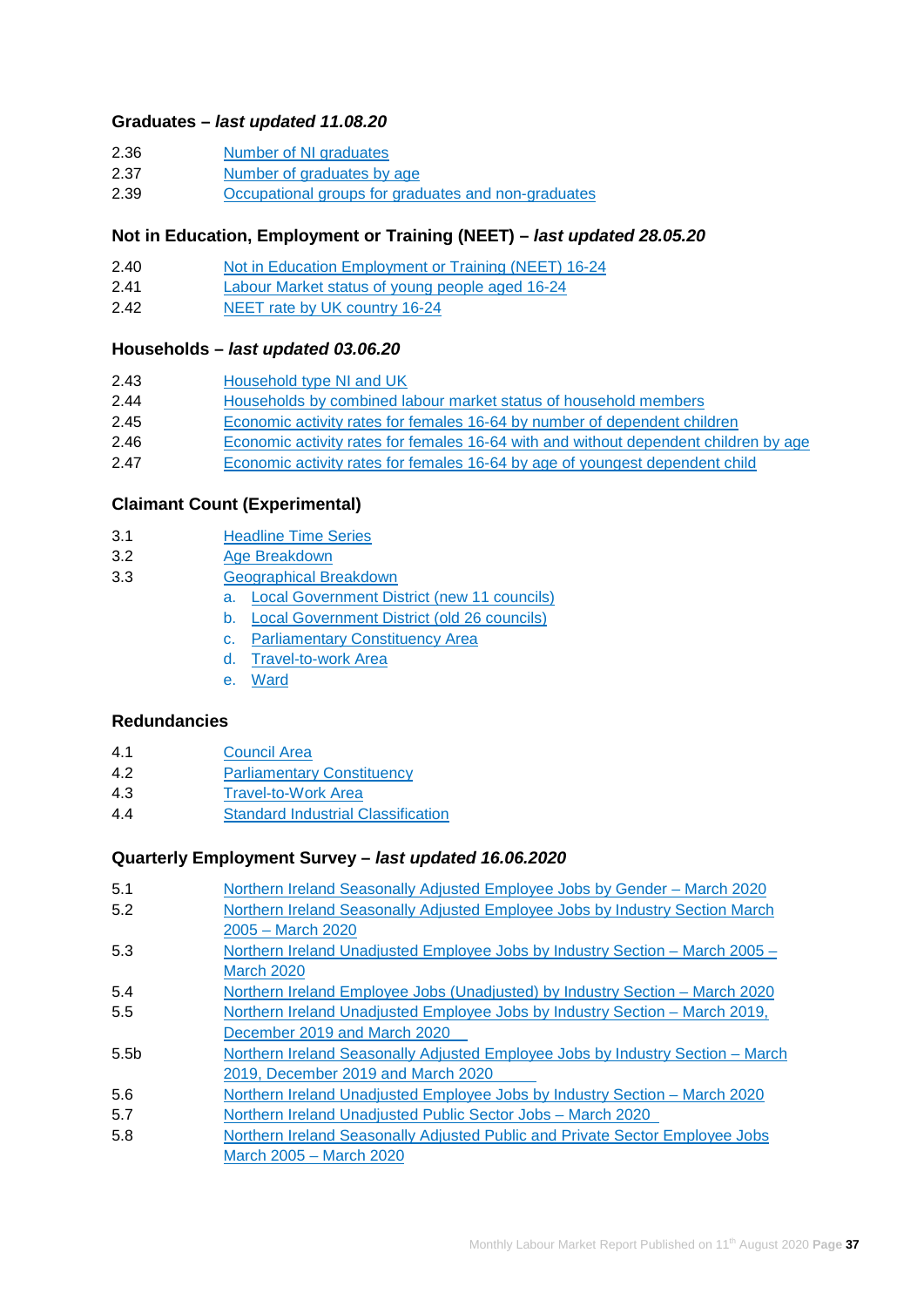### Graduates – *last updated 11.08.20*

| | |
|---|---|
| 2.36 | Number of NI graduates |
| 2.37 | Number of graduates by age |
| 2.39 | Occupational groups for graduates and non-graduates |

### Not in Education, Employment or Training (NEET) – *last updated 28.05.20*

| | |
|---|---|
| 2.40 | Not in Education Employment or Training (NEET) 16-24 |
| 2.41 | Labour Market status of young people aged 16-24 |
| 2.42 | NEET rate by UK country 16-24 |

### Households – *last updated 03.06.20*

| | |
|---|---|
| 2.43 | Household type NI and UK |
| 2.44 | Households by combined labour market status of household members |
| 2.45 | Economic activity rates for females 16-64 by number of dependent children |
| 2.46 | Economic activity rates for females 16-64 with and without dependent children by age |
| 2.47 | Economic activity rates for females 16-64 by age of youngest dependent child |

### Claimant Count (Experimental)

3.1 Headline Time Series

3.2 Age Breakdown

3.3 Geographical Breakdown

a. Local Government District (new 11 councils)
b. Local Government District (old 26 councils)
c. Parliamentary Constituency Area
d. Travel-to-work Area
e. Ward

### Redundancies

| | |
|---|---|
| 4.1 | Council Area |
| 4.2 | Parliamentary Constituency |
| 4.3 | Travel-to-Work Area |
| 4.4 | Standard Industrial Classification |

### Quarterly Employment Survey – *last updated 16.06.2020*

| | |
|---|---|
| 5.1 | Northern Ireland Seasonally Adjusted Employee Jobs by Gender – March 2020 |
| 5.2 | Northern Ireland Seasonally Adjusted Employee Jobs by Industry Section March 2005 – March 2020 |
| 5.3 | Northern Ireland Unadjusted Employee Jobs by Industry Section – March 2005 – March 2020 |
| 5.4 | Northern Ireland Employee Jobs (Unadjusted) by Industry Section – March 2020 |
| 5.5 | Northern Ireland Unadjusted Employee Jobs by Industry Section – March 2019, December 2019 and March 2020 |
| 5.5b | Northern Ireland Seasonally Adjusted Employee Jobs by Industry Section – March 2019, December 2019 and March 2020 |
| 5.6 | Northern Ireland Unadjusted Employee Jobs by Industry Section – March 2020 |
| 5.7 | Northern Ireland Unadjusted Public Sector Jobs – March 2020 |
| 5.8 | Northern Ireland Seasonally Adjusted Public and Private Sector Employee Jobs March 2005 – March 2020 |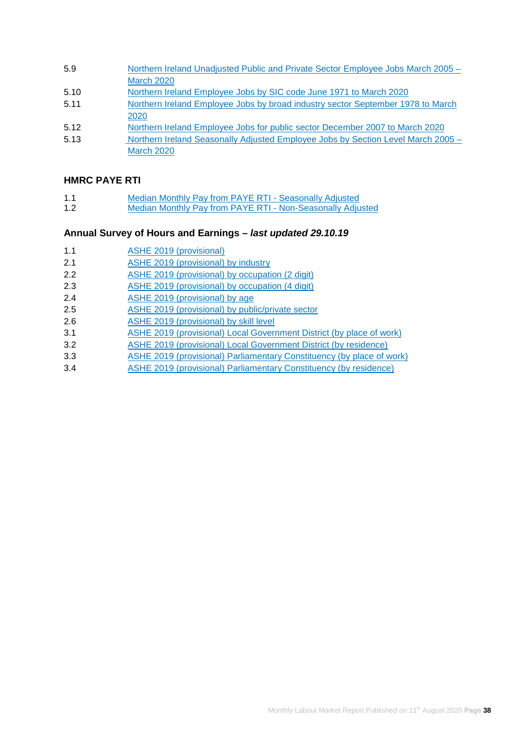5.9 Northern Ireland Unadjusted Public and Private Sector Employee Jobs March 2005 – March 2020

5.10 Northern Ireland Employee Jobs by SIC code June 1971 to March 2020

5.11 Northern Ireland Employee Jobs by broad industry sector September 1978 to March 2020

5.12 Northern Ireland Employee Jobs for public sector December 2007 to March 2020

5.13 Northern Ireland Seasonally Adjusted Employee Jobs by Section Level March 2005 – March 2020

### HMRC PAYE RTI

1.1 Median Monthly Pay from PAYE RTI - Seasonally Adjusted

1.2 Median Monthly Pay from PAYE RTI - Non-Seasonally Adjusted

### Annual Survey of Hours and Earnings – *last updated 29.10.19*

1.1 ASHE 2019 (provisional)

2.1 ASHE 2019 (provisional) by industry

2.2 ASHE 2019 (provisional) by occupation (2 digit)

2.3 ASHE 2019 (provisional) by occupation (4 digit)

2.4 ASHE 2019 (provisional) by age

2.5 ASHE 2019 (provisional) by public/private sector

2.6 ASHE 2019 (provisional) by skill level

3.1 ASHE 2019 (provisional) Local Government District (by place of work)

3.2 ASHE 2019 (provisional) Local Government District (by residence)

3.3 ASHE 2019 (provisional) Parliamentary Constituency (by place of work)

3.4 ASHE 2019 (provisional) Parliamentary Constituency (by residence)